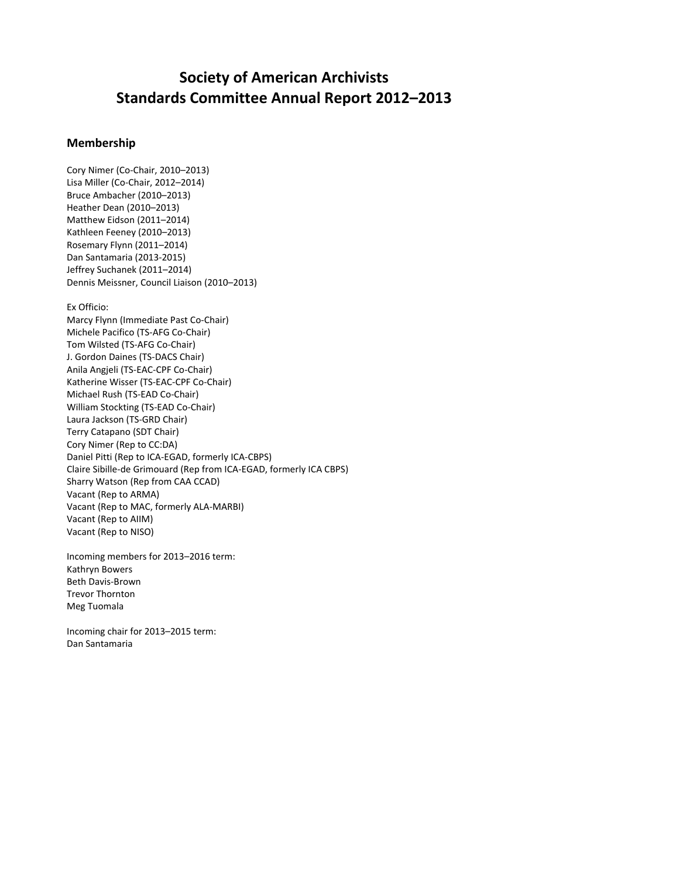# Society of American Archivists
# Standards Committee Annual Report 2012–2013

## Membership

Cory Nimer (Co-Chair, 2010–2013)
Lisa Miller (Co-Chair, 2012–2014)
Bruce Ambacher (2010–2013)
Heather Dean (2010–2013)
Matthew Eidson (2011–2014)
Kathleen Feeney (2010–2013)
Rosemary Flynn (2011–2014)
Dan Santamaria (2013-2015)
Jeffrey Suchanek (2011–2014)
Dennis Meissner, Council Liaison (2010–2013)

Ex Officio:
Marcy Flynn (Immediate Past Co-Chair)
Michele Pacifico (TS-AFG Co-Chair)
Tom Wilsted (TS-AFG Co-Chair)
J. Gordon Daines (TS-DACS Chair)
Anila Angjeli (TS-EAC-CPF Co-Chair)
Katherine Wisser (TS-EAC-CPF Co-Chair)
Michael Rush (TS-EAD Co-Chair)
William Stockting (TS-EAD Co-Chair)
Laura Jackson (TS-GRD Chair)
Terry Catapano (SDT Chair)
Cory Nimer (Rep to CC:DA)
Daniel Pitti (Rep to ICA-EGAD, formerly ICA-CBPS)
Claire Sibille-de Grimouard (Rep from ICA-EGAD, formerly ICA CBPS)
Sharry Watson (Rep from CAA CCAD)
Vacant (Rep to ARMA)
Vacant (Rep to MAC, formerly ALA-MARBI)
Vacant (Rep to AIIM)
Vacant (Rep to NISO)

Incoming members for 2013–2016 term:
Kathryn Bowers
Beth Davis-Brown
Trevor Thornton
Meg Tuomala

Incoming chair for 2013–2015 term:
Dan Santamaria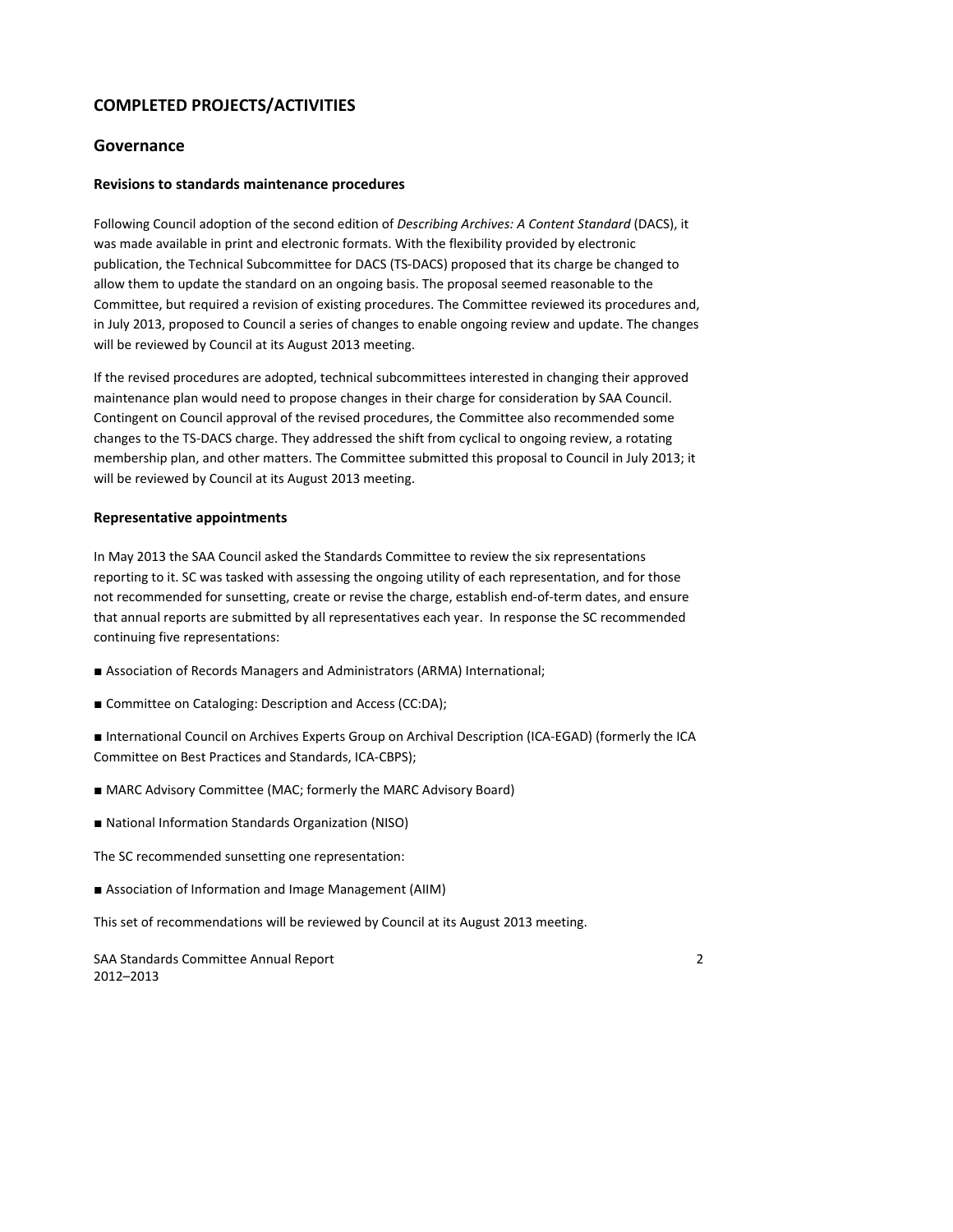## COMPLETED PROJECTS/ACTIVITIES

### Governance

#### Revisions to standards maintenance procedures

Following Council adoption of the second edition of *Describing Archives: A Content Standard* (DACS), it was made available in print and electronic formats. With the flexibility provided by electronic publication, the Technical Subcommittee for DACS (TS-DACS) proposed that its charge be changed to allow them to update the standard on an ongoing basis. The proposal seemed reasonable to the Committee, but required a revision of existing procedures. The Committee reviewed its procedures and, in July 2013, proposed to Council a series of changes to enable ongoing review and update. The changes will be reviewed by Council at its August 2013 meeting.

If the revised procedures are adopted, technical subcommittees interested in changing their approved maintenance plan would need to propose changes in their charge for consideration by SAA Council. Contingent on Council approval of the revised procedures, the Committee also recommended some changes to the TS-DACS charge. They addressed the shift from cyclical to ongoing review, a rotating membership plan, and other matters. The Committee submitted this proposal to Council in July 2013; it will be reviewed by Council at its August 2013 meeting.

#### Representative appointments

In May 2013 the SAA Council asked the Standards Committee to review the six representations reporting to it. SC was tasked with assessing the ongoing utility of each representation, and for those not recommended for sunsetting, create or revise the charge, establish end-of-term dates, and ensure that annual reports are submitted by all representatives each year. In response the SC recommended continuing five representations:

- Association of Records Managers and Administrators (ARMA) International;
- Committee on Cataloging: Description and Access (CC:DA);
- International Council on Archives Experts Group on Archival Description (ICA-EGAD) (formerly the ICA Committee on Best Practices and Standards, ICA-CBPS);
- MARC Advisory Committee (MAC; formerly the MARC Advisory Board)
- National Information Standards Organization (NISO)

The SC recommended sunsetting one representation:

- Association of Information and Image Management (AIIM)

This set of recommendations will be reviewed by Council at its August 2013 meeting.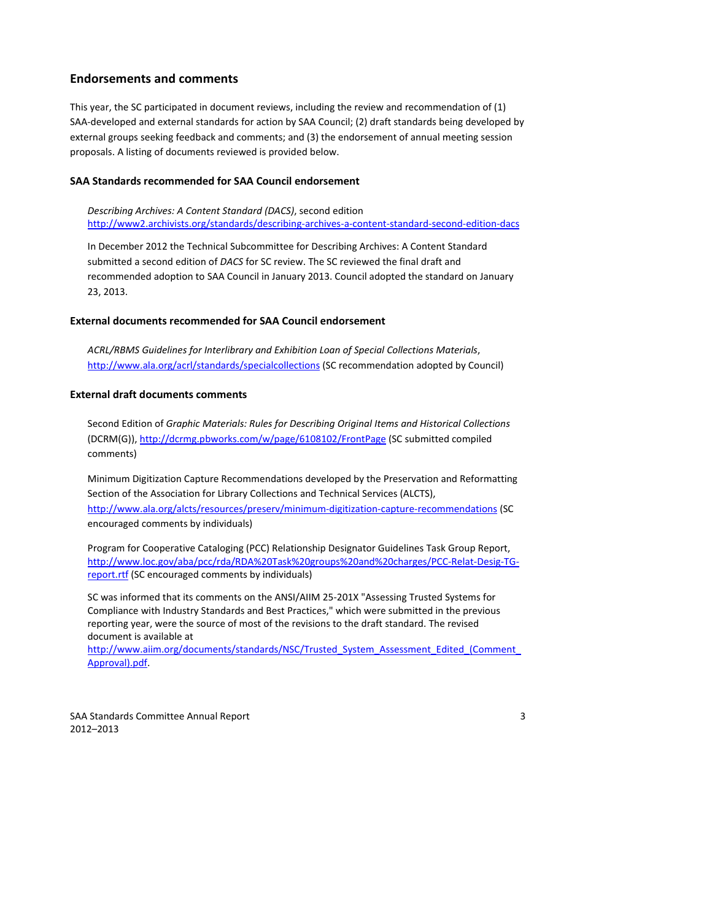## Endorsements and comments

This year, the SC participated in document reviews, including the review and recommendation of (1) SAA-developed and external standards for action by SAA Council; (2) draft standards being developed by external groups seeking feedback and comments; and (3) the endorsement of annual meeting session proposals. A listing of documents reviewed is provided below.

### SAA Standards recommended for SAA Council endorsement

*Describing Archives: A Content Standard (DACS)*, second edition
http://www2.archivists.org/standards/describing-archives-a-content-standard-second-edition-dacs

In December 2012 the Technical Subcommittee for Describing Archives: A Content Standard submitted a second edition of *DACS* for SC review. The SC reviewed the final draft and recommended adoption to SAA Council in January 2013. Council adopted the standard on January 23, 2013.

### External documents recommended for SAA Council endorsement

*ACRL/RBMS Guidelines for Interlibrary and Exhibition Loan of Special Collections Materials*, http://www.ala.org/acrl/standards/specialcollections (SC recommendation adopted by Council)

### External draft documents comments

Second Edition of *Graphic Materials: Rules for Describing Original Items and Historical Collections* (DCRM(G)), http://dcrmg.pbworks.com/w/page/6108102/FrontPage (SC submitted compiled comments)

Minimum Digitization Capture Recommendations developed by the Preservation and Reformatting Section of the Association for Library Collections and Technical Services (ALCTS), http://www.ala.org/alcts/resources/preserv/minimum-digitization-capture-recommendations (SC encouraged comments by individuals)

Program for Cooperative Cataloging (PCC) Relationship Designator Guidelines Task Group Report, http://www.loc.gov/aba/pcc/rda/RDA%20Task%20groups%20and%20charges/PCC-Relat-Desig-TG-report.rtf (SC encouraged comments by individuals)

SC was informed that its comments on the ANSI/AIIM 25-201X "Assessing Trusted Systems for Compliance with Industry Standards and Best Practices," which were submitted in the previous reporting year, were the source of most of the revisions to the draft standard. The revised document is available at http://www.aiim.org/documents/standards/NSC/Trusted_System_Assessment_Edited_(Comment_Approval).pdf.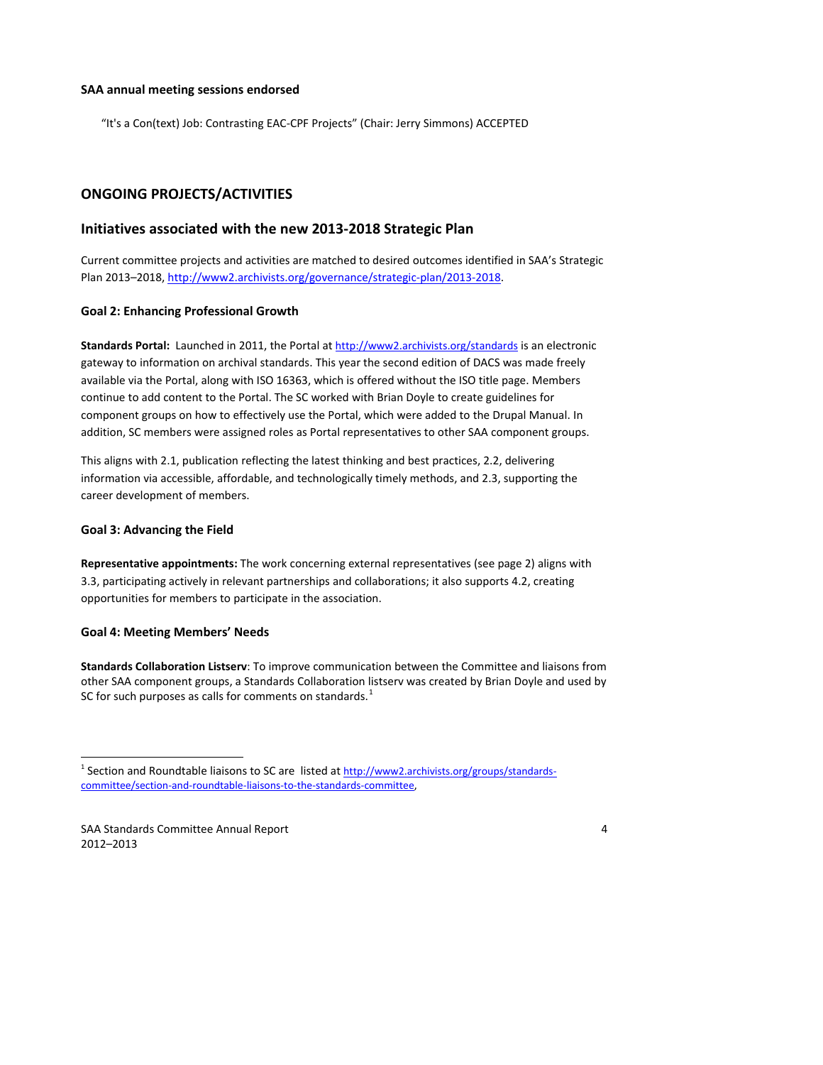**SAA annual meeting sessions endorsed**

"It's a Con(text) Job: Contrasting EAC-CPF Projects" (Chair: Jerry Simmons) ACCEPTED

## ONGOING PROJECTS/ACTIVITIES

## Initiatives associated with the new 2013-2018 Strategic Plan

Current committee projects and activities are matched to desired outcomes identified in SAA's Strategic Plan 2013–2018, http://www2.archivists.org/governance/strategic-plan/2013-2018.

### Goal 2: Enhancing Professional Growth

**Standards Portal:** Launched in 2011, the Portal at http://www2.archivists.org/standards is an electronic gateway to information on archival standards. This year the second edition of DACS was made freely available via the Portal, along with ISO 16363, which is offered without the ISO title page. Members continue to add content to the Portal. The SC worked with Brian Doyle to create guidelines for component groups on how to effectively use the Portal, which were added to the Drupal Manual. In addition, SC members were assigned roles as Portal representatives to other SAA component groups.

This aligns with 2.1, publication reflecting the latest thinking and best practices, 2.2, delivering information via accessible, affordable, and technologically timely methods, and 2.3, supporting the career development of members.

### Goal 3: Advancing the Field

**Representative appointments:** The work concerning external representatives (see page 2) aligns with 3.3, participating actively in relevant partnerships and collaborations; it also supports 4.2, creating opportunities for members to participate in the association.

### Goal 4: Meeting Members' Needs

**Standards Collaboration Listserv**: To improve communication between the Committee and liaisons from other SAA component groups, a Standards Collaboration listserv was created by Brian Doyle and used by SC for such purposes as calls for comments on standards.[1]

[1] Section and Roundtable liaisons to SC are listed at http://www2.archivists.org/groups/standards-committee/section-and-roundtable-liaisons-to-the-standards-committee,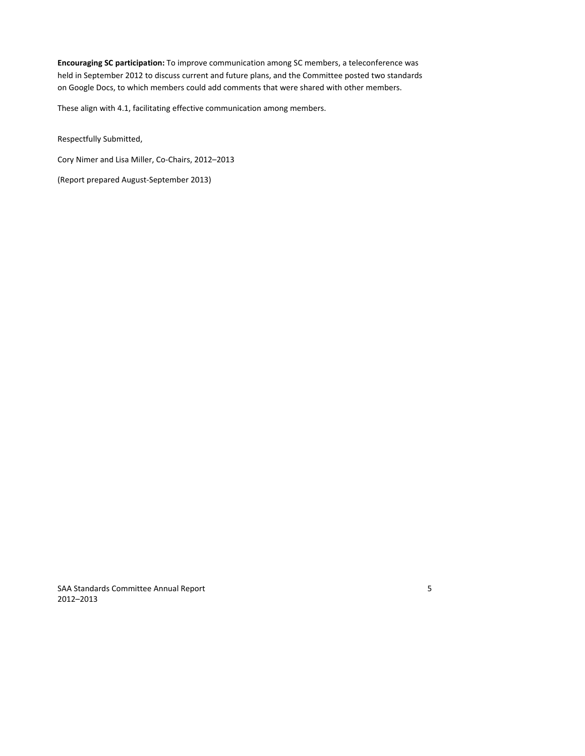**Encouraging SC participation:** To improve communication among SC members, a teleconference was held in September 2012 to discuss current and future plans, and the Committee posted two standards on Google Docs, to which members could add comments that were shared with other members.

These align with 4.1, facilitating effective communication among members.

Respectfully Submitted,

Cory Nimer and Lisa Miller, Co-Chairs, 2012–2013

(Report prepared August-September 2013)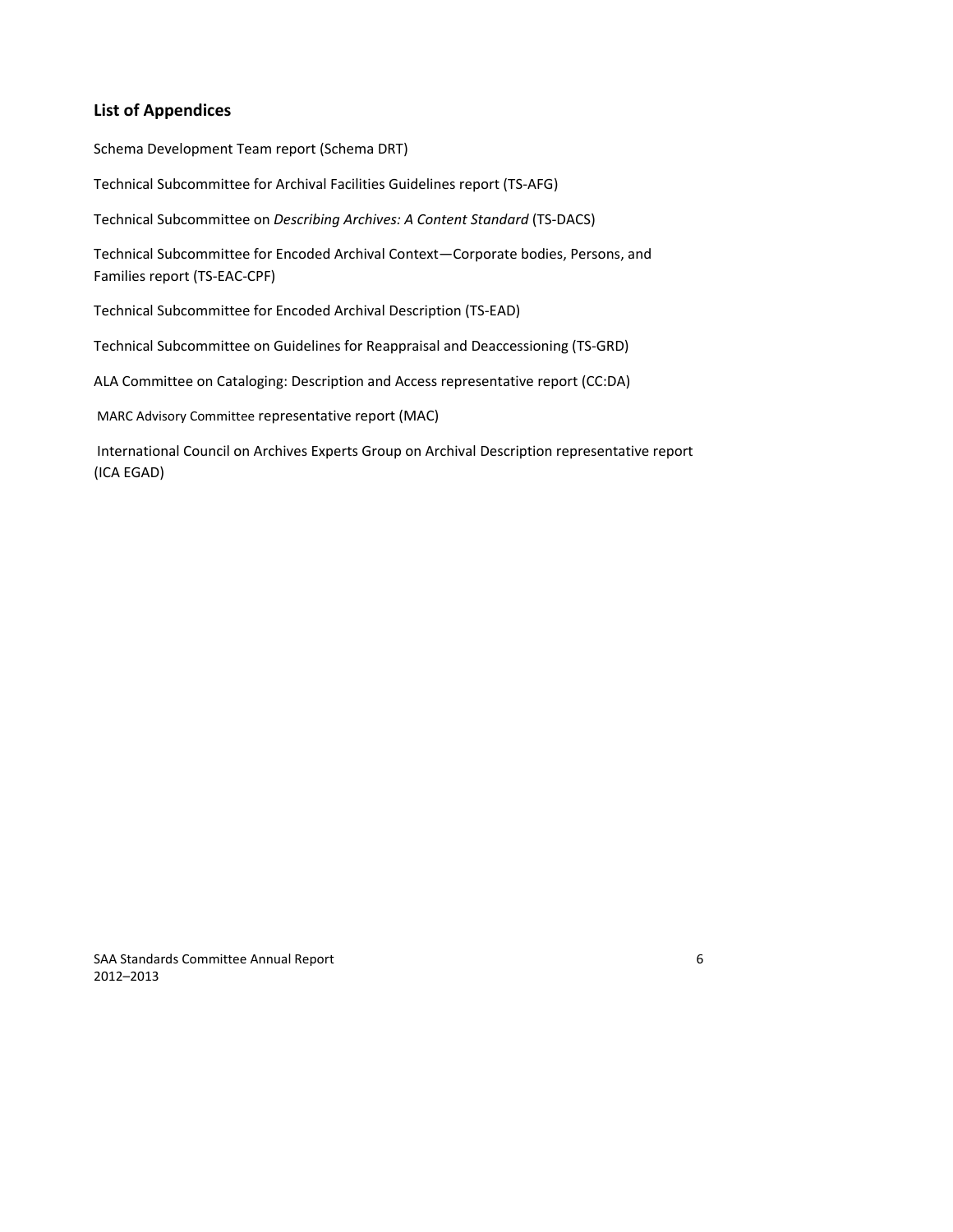## List of Appendices

Schema Development Team report (Schema DRT)

Technical Subcommittee for Archival Facilities Guidelines report (TS-AFG)

Technical Subcommittee on *Describing Archives: A Content Standard* (TS-DACS)

Technical Subcommittee for Encoded Archival Context—Corporate bodies, Persons, and Families report (TS-EAC-CPF)

Technical Subcommittee for Encoded Archival Description (TS-EAD)

Technical Subcommittee on Guidelines for Reappraisal and Deaccessioning (TS-GRD)

ALA Committee on Cataloging: Description and Access representative report (CC:DA)

MARC Advisory Committee representative report (MAC)

International Council on Archives Experts Group on Archival Description representative report (ICA EGAD)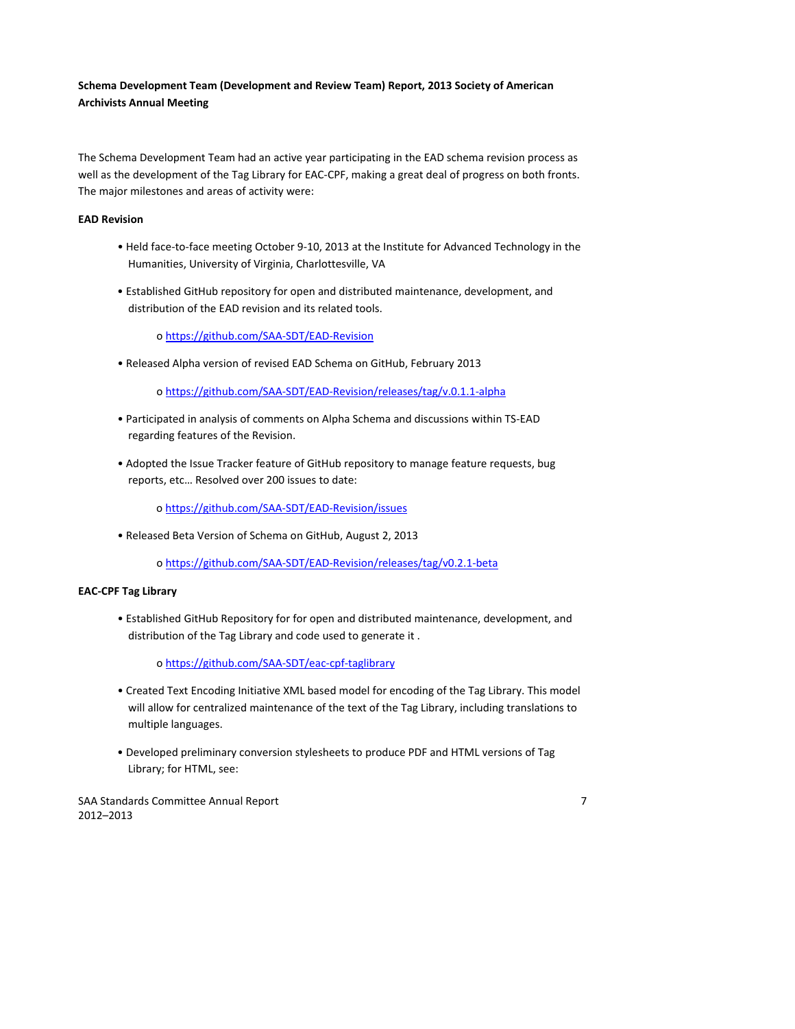**Schema Development Team (Development and Review Team) Report, 2013 Society of American Archivists Annual Meeting**

The Schema Development Team had an active year participating in the EAD schema revision process as well as the development of the Tag Library for EAC-CPF, making a great deal of progress on both fronts. The major milestones and areas of activity were:

**EAD Revision**

- Held face-to-face meeting October 9-10, 2013 at the Institute for Advanced Technology in the Humanities, University of Virginia, Charlottesville, VA
- Established GitHub repository for open and distributed maintenance, development, and distribution of the EAD revision and its related tools.
  - https://github.com/SAA-SDT/EAD-Revision
- Released Alpha version of revised EAD Schema on GitHub, February 2013
  - https://github.com/SAA-SDT/EAD-Revision/releases/tag/v.0.1.1-alpha
- Participated in analysis of comments on Alpha Schema and discussions within TS-EAD regarding features of the Revision.
- Adopted the Issue Tracker feature of GitHub repository to manage feature requests, bug reports, etc… Resolved over 200 issues to date:
  - https://github.com/SAA-SDT/EAD-Revision/issues
- Released Beta Version of Schema on GitHub, August 2, 2013
  - https://github.com/SAA-SDT/EAD-Revision/releases/tag/v0.2.1-beta

**EAC-CPF Tag Library**

- Established GitHub Repository for for open and distributed maintenance, development, and distribution of the Tag Library and code used to generate it .
  - https://github.com/SAA-SDT/eac-cpf-taglibrary
- Created Text Encoding Initiative XML based model for encoding of the Tag Library. This model will allow for centralized maintenance of the text of the Tag Library, including translations to multiple languages.
- Developed preliminary conversion stylesheets to produce PDF and HTML versions of Tag Library; for HTML, see: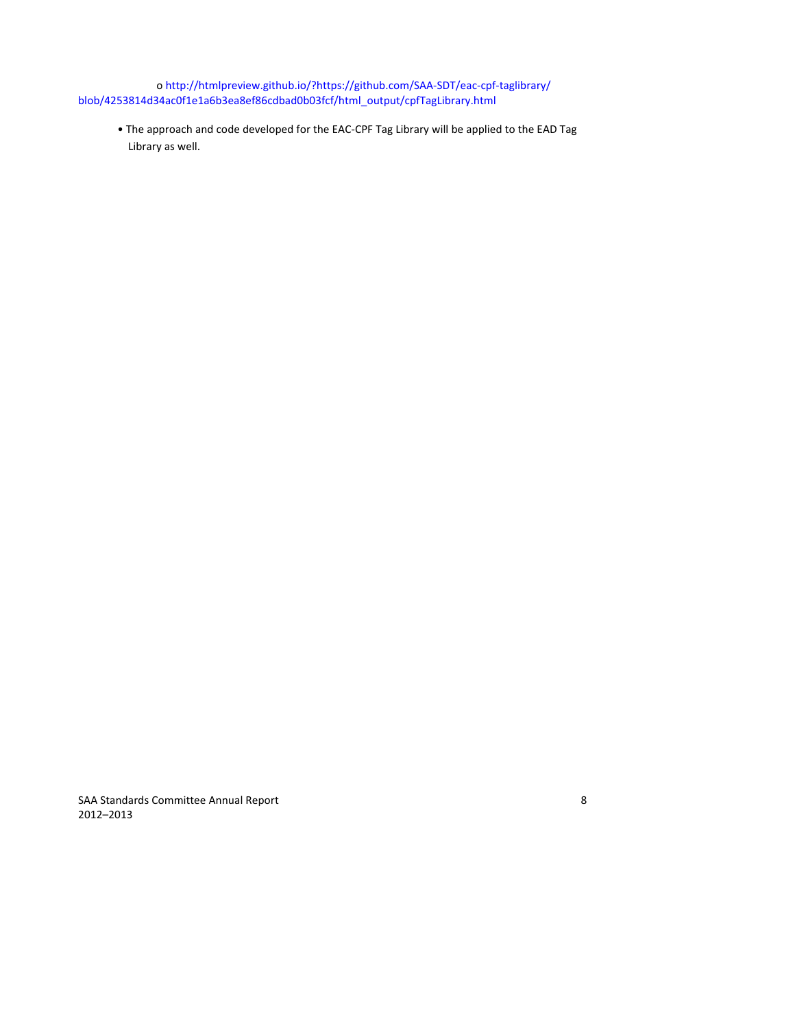- http://htmlpreview.github.io/?https://github.com/SAA-SDT/eac-cpf-taglibrary/blob/4253814d34ac0f1e1a6b3ea8ef86cdbad0b03fcf/html_output/cpfTagLibrary.html

- The approach and code developed for the EAC-CPF Tag Library will be applied to the EAD Tag Library as well.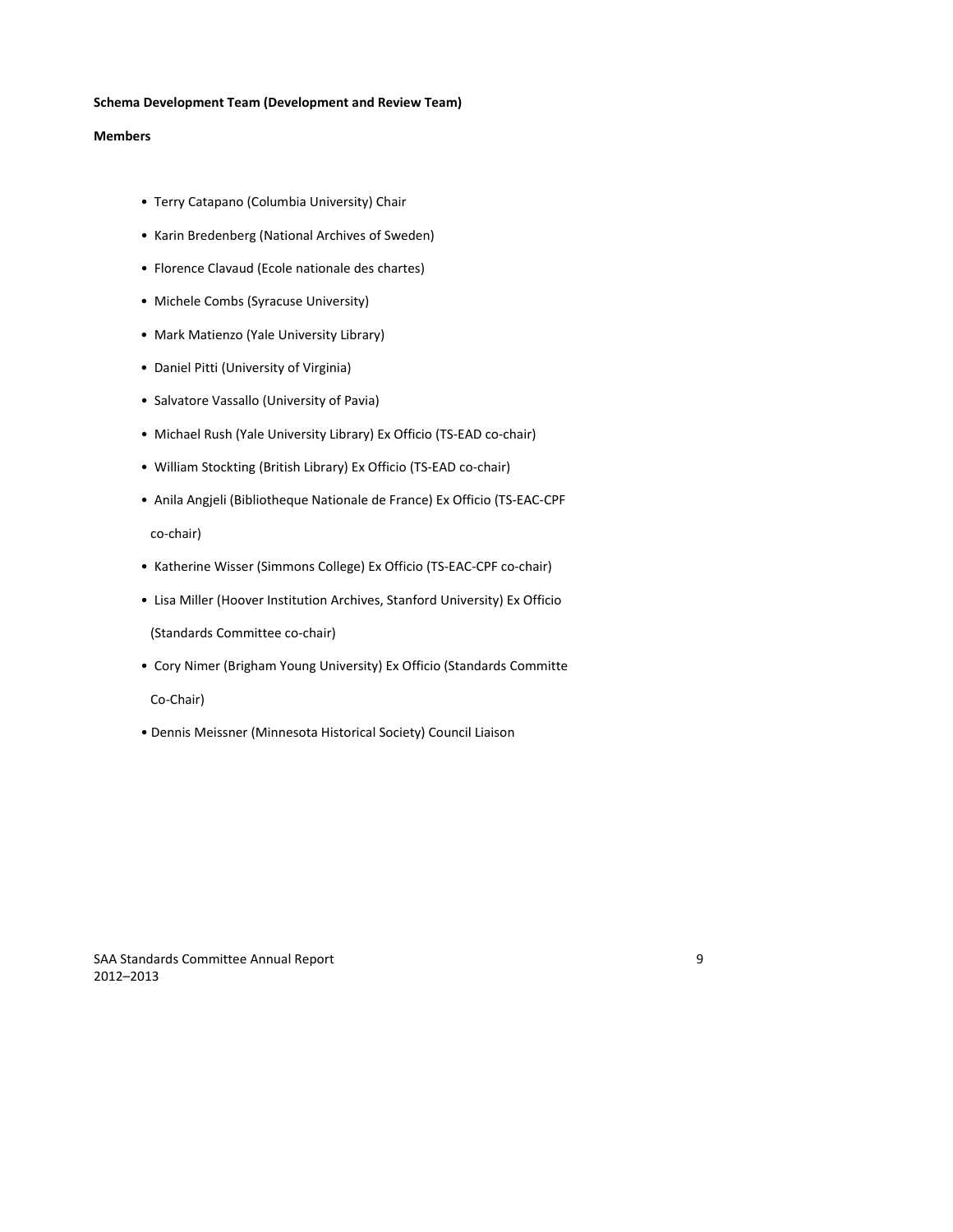**Schema Development Team (Development and Review Team)**

**Members**

- Terry Catapano (Columbia University) Chair
- Karin Bredenberg (National Archives of Sweden)
- Florence Clavaud (Ecole nationale des chartes)
- Michele Combs (Syracuse University)
- Mark Matienzo (Yale University Library)
- Daniel Pitti (University of Virginia)
- Salvatore Vassallo (University of Pavia)
- Michael Rush (Yale University Library) Ex Officio (TS-EAD co-chair)
- William Stockting (British Library) Ex Officio (TS-EAD co-chair)
- Anila Angjeli (Bibliotheque Nationale de France) Ex Officio (TS-EAC-CPF co-chair)
- Katherine Wisser (Simmons College) Ex Officio (TS-EAC-CPF co-chair)
- Lisa Miller (Hoover Institution Archives, Stanford University) Ex Officio (Standards Committee co-chair)
- Cory Nimer (Brigham Young University) Ex Officio (Standards Committe Co-Chair)
- Dennis Meissner (Minnesota Historical Society) Council Liaison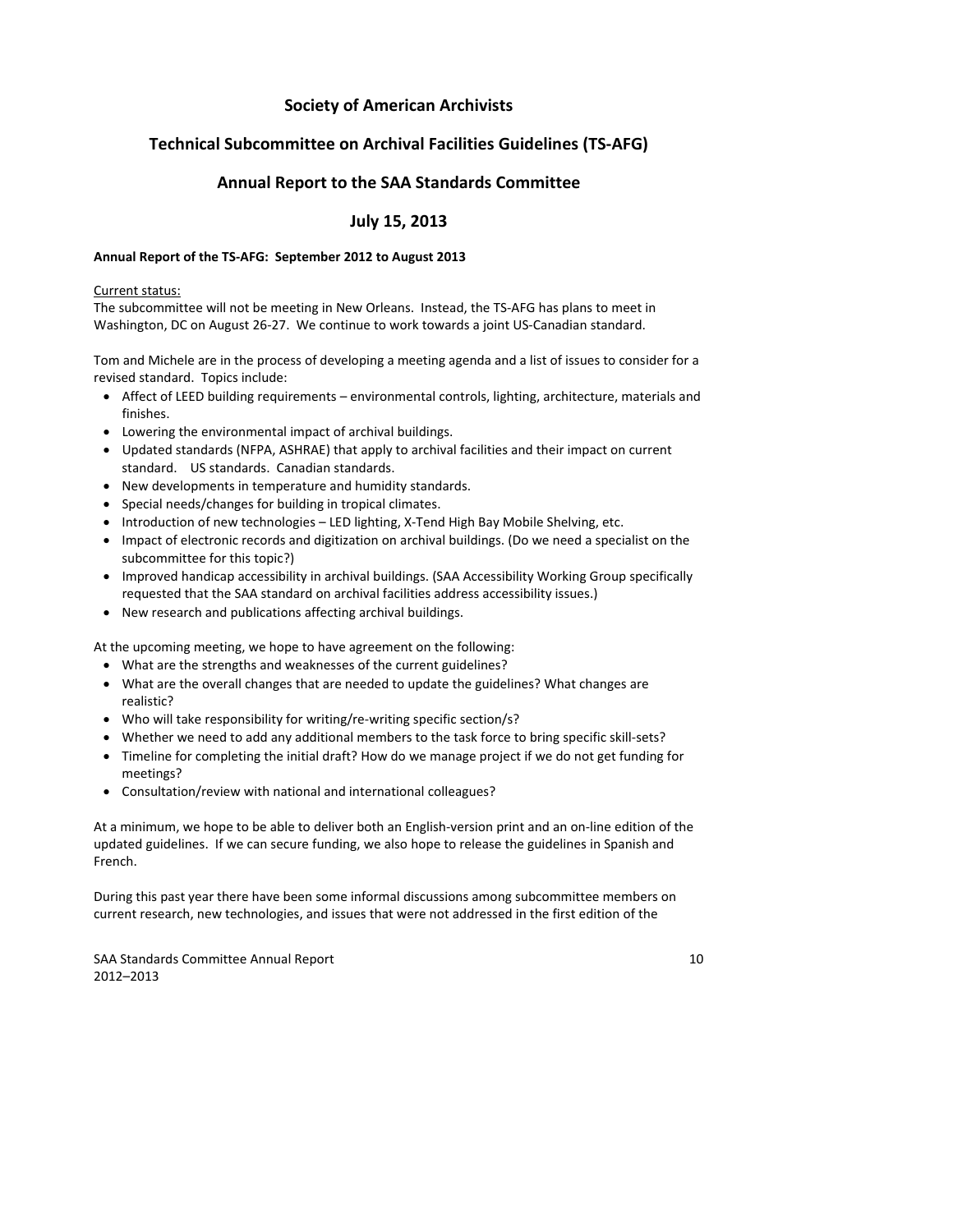# Society of American Archivists

## Technical Subcommittee on Archival Facilities Guidelines (TS-AFG)

## Annual Report to the SAA Standards Committee

## July 15, 2013

**Annual Report of the TS-AFG: September 2012 to August 2013**

Current status:
The subcommittee will not be meeting in New Orleans. Instead, the TS-AFG has plans to meet in Washington, DC on August 26-27. We continue to work towards a joint US-Canadian standard.

Tom and Michele are in the process of developing a meeting agenda and a list of issues to consider for a revised standard. Topics include:

- Affect of LEED building requirements – environmental controls, lighting, architecture, materials and finishes.
- Lowering the environmental impact of archival buildings.
- Updated standards (NFPA, ASHRAE) that apply to archival facilities and their impact on current standard. US standards. Canadian standards.
- New developments in temperature and humidity standards.
- Special needs/changes for building in tropical climates.
- Introduction of new technologies – LED lighting, X-Tend High Bay Mobile Shelving, etc.
- Impact of electronic records and digitization on archival buildings. (Do we need a specialist on the subcommittee for this topic?)
- Improved handicap accessibility in archival buildings. (SAA Accessibility Working Group specifically requested that the SAA standard on archival facilities address accessibility issues.)
- New research and publications affecting archival buildings.

At the upcoming meeting, we hope to have agreement on the following:

- What are the strengths and weaknesses of the current guidelines?
- What are the overall changes that are needed to update the guidelines? What changes are realistic?
- Who will take responsibility for writing/re-writing specific section/s?
- Whether we need to add any additional members to the task force to bring specific skill-sets?
- Timeline for completing the initial draft? How do we manage project if we do not get funding for meetings?
- Consultation/review with national and international colleagues?

At a minimum, we hope to be able to deliver both an English-version print and an on-line edition of the updated guidelines. If we can secure funding, we also hope to release the guidelines in Spanish and French.

During this past year there have been some informal discussions among subcommittee members on current research, new technologies, and issues that were not addressed in the first edition of the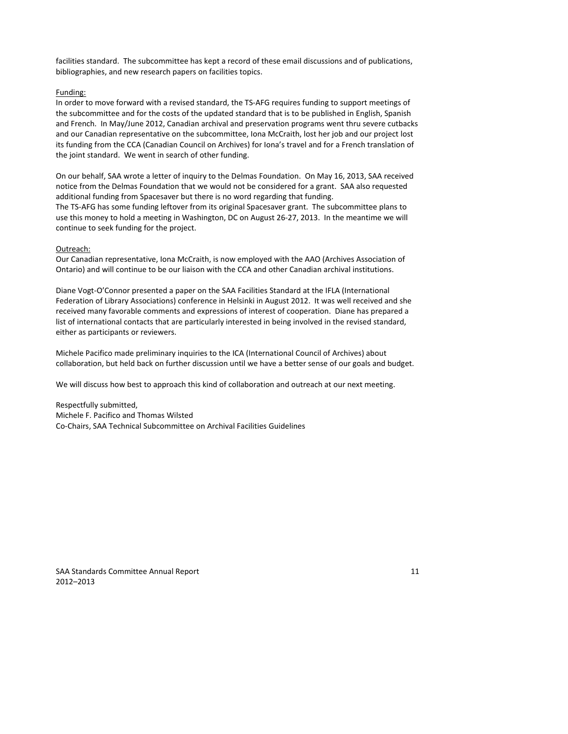facilities standard. The subcommittee has kept a record of these email discussions and of publications, bibliographies, and new research papers on facilities topics.

Funding:

In order to move forward with a revised standard, the TS-AFG requires funding to support meetings of the subcommittee and for the costs of the updated standard that is to be published in English, Spanish and French. In May/June 2012, Canadian archival and preservation programs went thru severe cutbacks and our Canadian representative on the subcommittee, Iona McCraith, lost her job and our project lost its funding from the CCA (Canadian Council on Archives) for Iona's travel and for a French translation of the joint standard. We went in search of other funding.

On our behalf, SAA wrote a letter of inquiry to the Delmas Foundation. On May 16, 2013, SAA received notice from the Delmas Foundation that we would not be considered for a grant. SAA also requested additional funding from Spacesaver but there is no word regarding that funding.
The TS-AFG has some funding leftover from its original Spacesaver grant. The subcommittee plans to use this money to hold a meeting in Washington, DC on August 26-27, 2013. In the meantime we will continue to seek funding for the project.

Outreach:

Our Canadian representative, Iona McCraith, is now employed with the AAO (Archives Association of Ontario) and will continue to be our liaison with the CCA and other Canadian archival institutions.

Diane Vogt-O'Connor presented a paper on the SAA Facilities Standard at the IFLA (International Federation of Library Associations) conference in Helsinki in August 2012. It was well received and she received many favorable comments and expressions of interest of cooperation. Diane has prepared a list of international contacts that are particularly interested in being involved in the revised standard, either as participants or reviewers.

Michele Pacifico made preliminary inquiries to the ICA (International Council of Archives) about collaboration, but held back on further discussion until we have a better sense of our goals and budget.

We will discuss how best to approach this kind of collaboration and outreach at our next meeting.

Respectfully submitted,
Michele F. Pacifico and Thomas Wilsted
Co-Chairs, SAA Technical Subcommittee on Archival Facilities Guidelines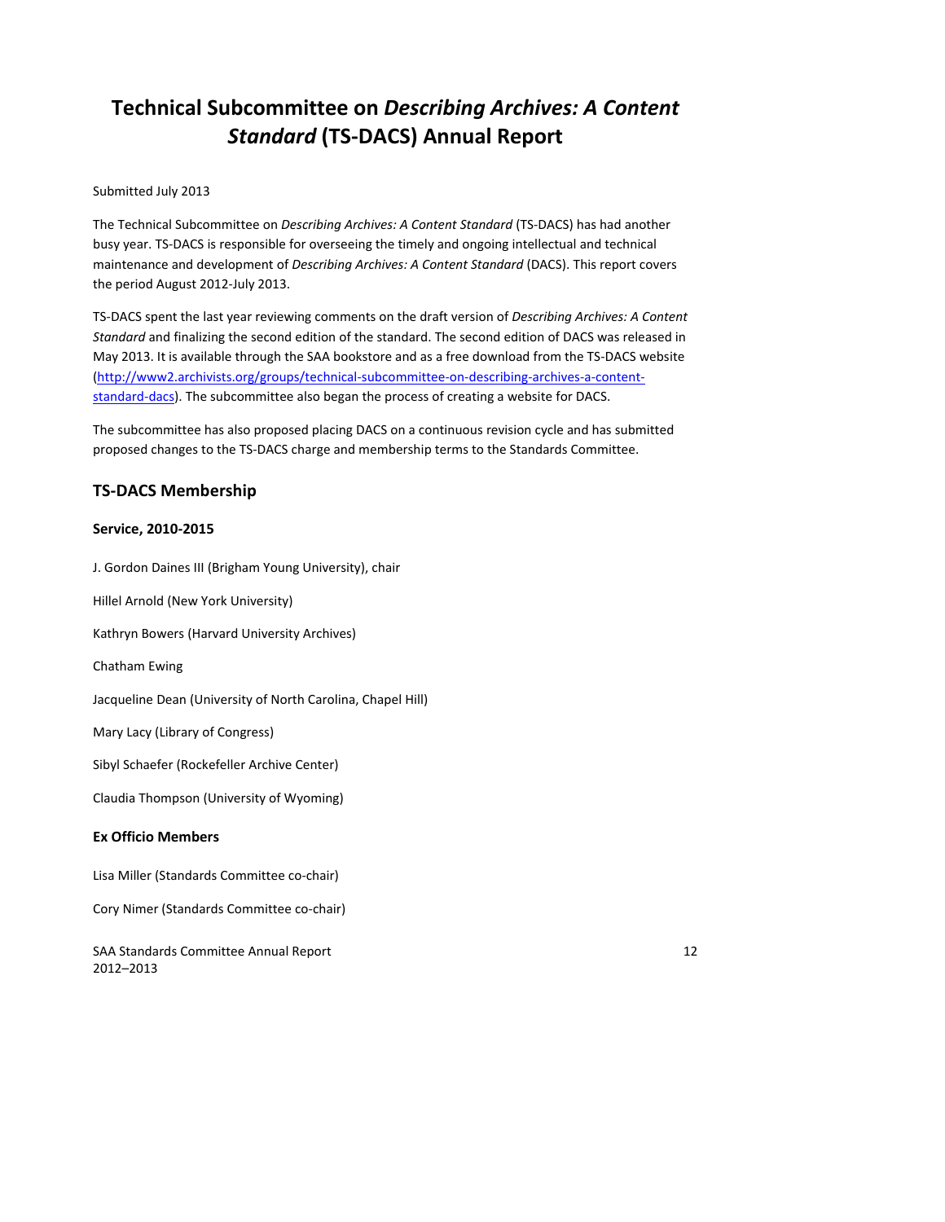# Technical Subcommittee on *Describing Archives: A Content Standard* (TS-DACS) Annual Report

Submitted July 2013

The Technical Subcommittee on *Describing Archives: A Content Standard* (TS-DACS) has had another busy year. TS-DACS is responsible for overseeing the timely and ongoing intellectual and technical maintenance and development of *Describing Archives: A Content Standard* (DACS). This report covers the period August 2012-July 2013.

TS-DACS spent the last year reviewing comments on the draft version of *Describing Archives: A Content Standard* and finalizing the second edition of the standard. The second edition of DACS was released in May 2013. It is available through the SAA bookstore and as a free download from the TS-DACS website (http://www2.archivists.org/groups/technical-subcommittee-on-describing-archives-a-content-standard-dacs). The subcommittee also began the process of creating a website for DACS.

The subcommittee has also proposed placing DACS on a continuous revision cycle and has submitted proposed changes to the TS-DACS charge and membership terms to the Standards Committee.

## TS-DACS Membership

### Service, 2010-2015

J. Gordon Daines III (Brigham Young University), chair

Hillel Arnold (New York University)

Kathryn Bowers (Harvard University Archives)

Chatham Ewing

Jacqueline Dean (University of North Carolina, Chapel Hill)

Mary Lacy (Library of Congress)

Sibyl Schaefer (Rockefeller Archive Center)

Claudia Thompson (University of Wyoming)

### Ex Officio Members

Lisa Miller (Standards Committee co-chair)

Cory Nimer (Standards Committee co-chair)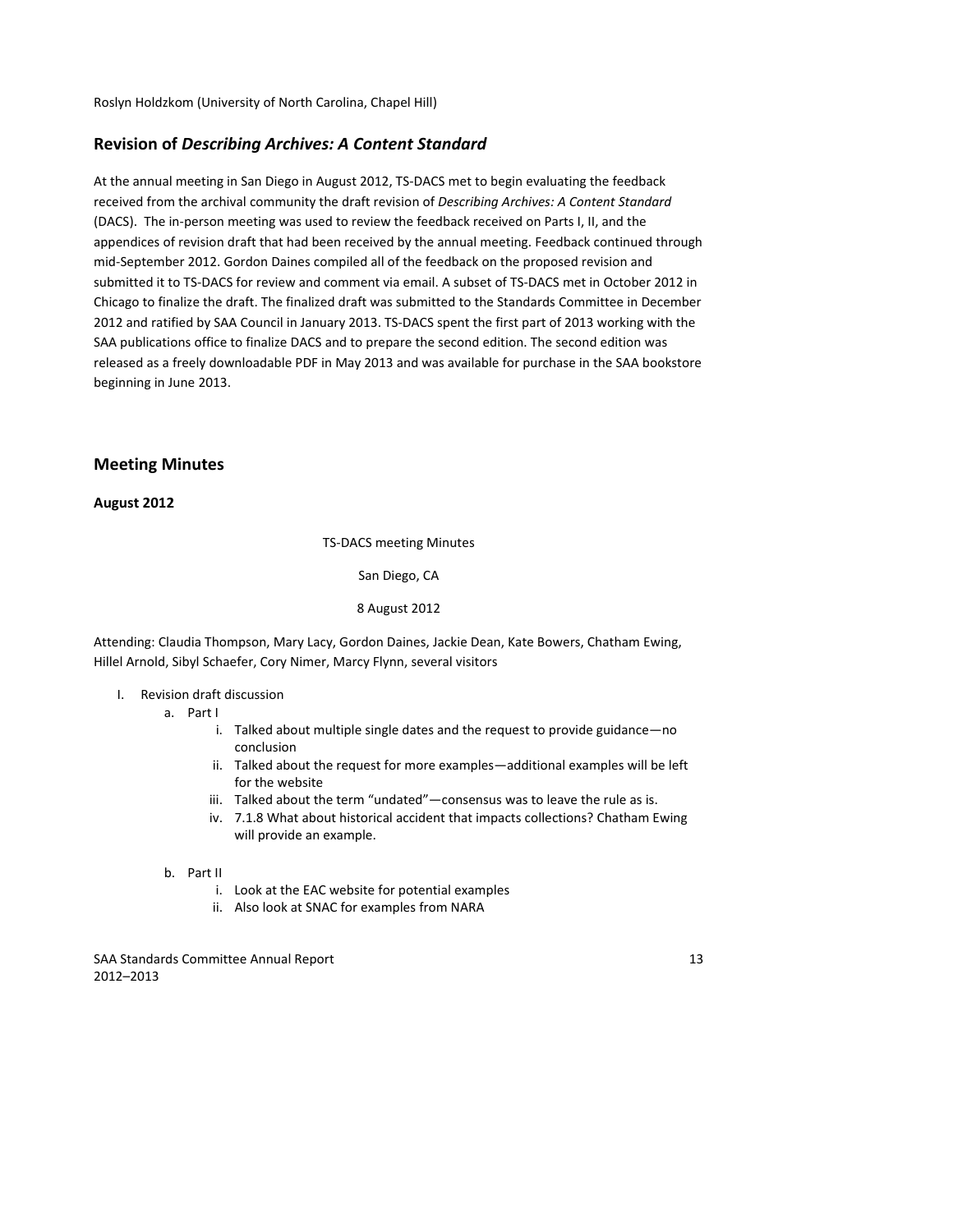Roslyn Holdzkom (University of North Carolina, Chapel Hill)

## Revision of *Describing Archives: A Content Standard*

At the annual meeting in San Diego in August 2012, TS-DACS met to begin evaluating the feedback received from the archival community the draft revision of *Describing Archives: A Content Standard* (DACS). The in-person meeting was used to review the feedback received on Parts I, II, and the appendices of revision draft that had been received by the annual meeting. Feedback continued through mid-September 2012. Gordon Daines compiled all of the feedback on the proposed revision and submitted it to TS-DACS for review and comment via email. A subset of TS-DACS met in October 2012 in Chicago to finalize the draft. The finalized draft was submitted to the Standards Committee in December 2012 and ratified by SAA Council in January 2013. TS-DACS spent the first part of 2013 working with the SAA publications office to finalize DACS and to prepare the second edition. The second edition was released as a freely downloadable PDF in May 2013 and was available for purchase in the SAA bookstore beginning in June 2013.

## Meeting Minutes

**August 2012**

TS-DACS meeting Minutes

San Diego, CA

8 August 2012

Attending: Claudia Thompson, Mary Lacy, Gordon Daines, Jackie Dean, Kate Bowers, Chatham Ewing, Hillel Arnold, Sibyl Schaefer, Cory Nimer, Marcy Flynn, several visitors

- I. Revision draft discussion
  - a. Part I
    - i. Talked about multiple single dates and the request to provide guidance—no conclusion
    - ii. Talked about the request for more examples—additional examples will be left for the website
    - iii. Talked about the term "undated"—consensus was to leave the rule as is.
    - iv. 7.1.8 What about historical accident that impacts collections? Chatham Ewing will provide an example.
  - b. Part II
    - i. Look at the EAC website for potential examples
    - ii. Also look at SNAC for examples from NARA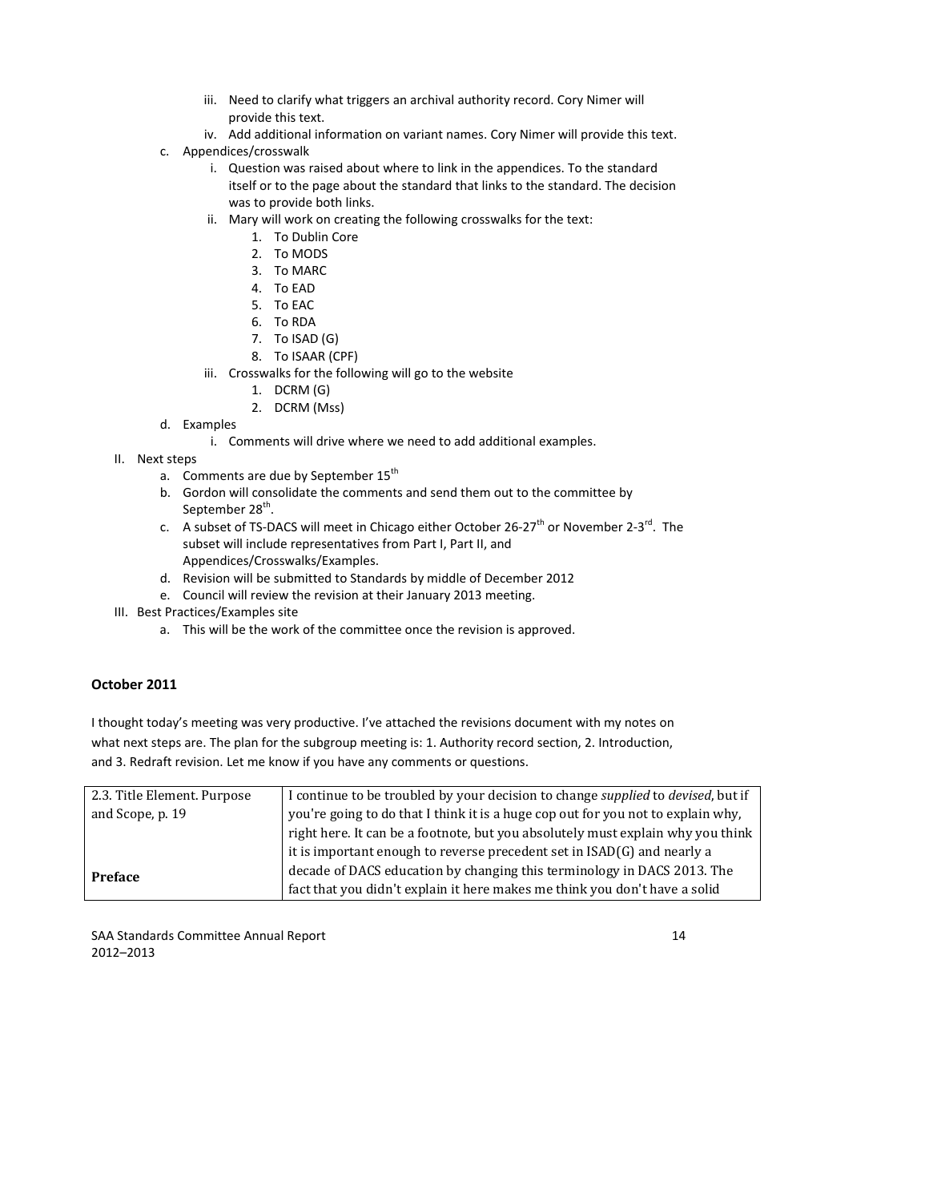iii. Need to clarify what triggers an archival authority record. Cory Nimer will provide this text.
   iv. Add additional information on variant names. Cory Nimer will provide this text.

c. Appendices/crosswalk
   i. Question was raised about where to link in the appendices. To the standard itself or to the page about the standard that links to the standard. The decision was to provide both links.
   ii. Mary will work on creating the following crosswalks for the text:
      1. To Dublin Core
      2. To MODS
      3. To MARC
      4. To EAD
      5. To EAC
      6. To RDA
      7. To ISAD (G)
      8. To ISAAR (CPF)
   iii. Crosswalks for the following will go to the website
      1. DCRM (G)
      2. DCRM (Mss)

d. Examples
   i. Comments will drive where we need to add additional examples.

II. Next steps
   a. Comments are due by September 15th
   b. Gordon will consolidate the comments and send them out to the committee by September 28th.
   c. A subset of TS-DACS will meet in Chicago either October 26-27th or November 2-3rd. The subset will include representatives from Part I, Part II, and Appendices/Crosswalks/Examples.
   d. Revision will be submitted to Standards by middle of December 2012
   e. Council will review the revision at their January 2013 meeting.

III. Best Practices/Examples site
   a. This will be the work of the committee once the revision is approved.

### October 2011

I thought today's meeting was very productive. I've attached the revisions document with my notes on what next steps are. The plan for the subgroup meeting is: 1. Authority record section, 2. Introduction, and 3. Redraft revision. Let me know if you have any comments or questions.

| | |
|---|---|
| 2.3. Title Element. Purpose and Scope, p. 19<br><br>**Preface** | I continue to be troubled by your decision to change *supplied* to *devised*, but if you're going to do that I think it is a huge cop out for you not to explain why, right here. It can be a footnote, but you absolutely must explain why you think it is important enough to reverse precedent set in ISAD(G) and nearly a decade of DACS education by changing this terminology in DACS 2013. The fact that you didn't explain it here makes me think you don't have a solid |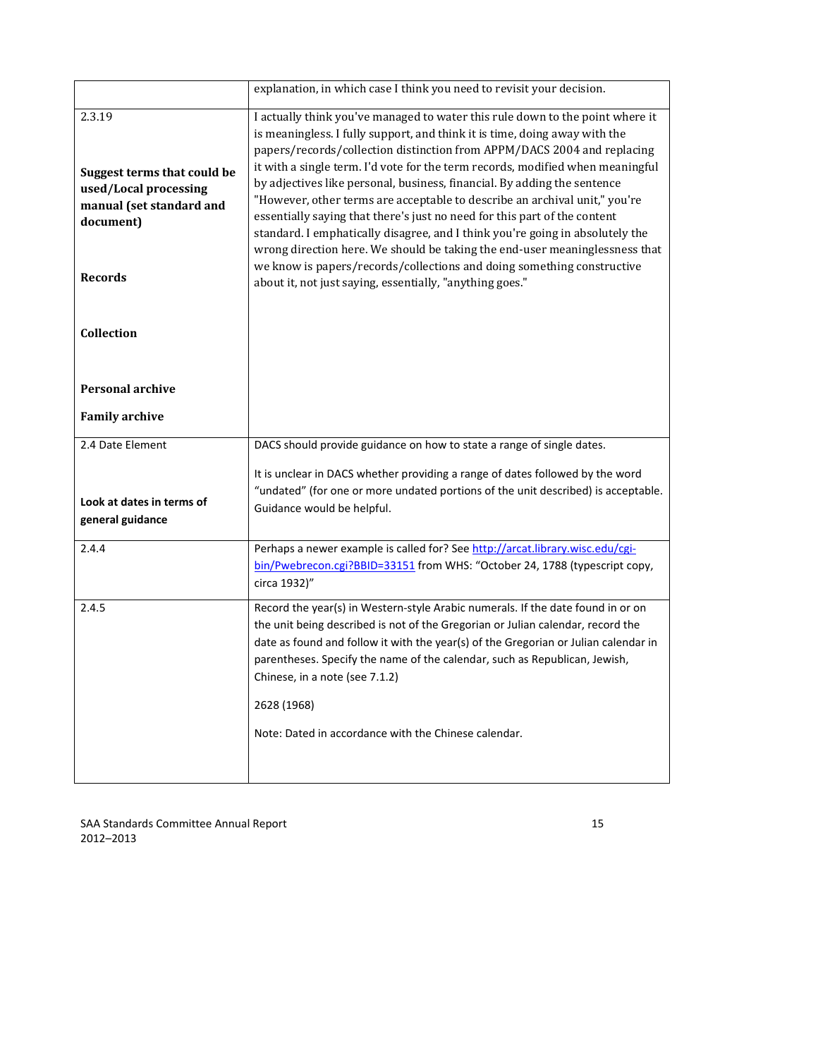| | |
|---|---|
| | explanation, in which case I think you need to revisit your decision. |
| 2.3.19<br><br>**Suggest terms that could be used/Local processing manual (set standard and document)**<br><br>**Records**<br><br>**Collection**<br><br>**Personal archive**<br><br>**Family archive** | I actually think you've managed to water this rule down to the point where it is meaningless. I fully support, and think it is time, doing away with the papers/records/collection distinction from APPM/DACS 2004 and replacing it with a single term. I'd vote for the term records, modified when meaningful by adjectives like personal, business, financial. By adding the sentence "However, other terms are acceptable to describe an archival unit," you're essentially saying that there's just no need for this part of the content standard. I emphatically disagree, and I think you're going in absolutely the wrong direction here. We should be taking the end-user meaninglessness that we know is papers/records/collections and doing something constructive about it, not just saying, essentially, "anything goes." |
| 2.4 Date Element<br><br>**Look at dates in terms of general guidance** | DACS should provide guidance on how to state a range of single dates.<br><br>It is unclear in DACS whether providing a range of dates followed by the word "undated" (for one or more undated portions of the unit described) is acceptable. Guidance would be helpful. |
| 2.4.4 | Perhaps a newer example is called for? See [http://arcat.library.wisc.edu/cgi-bin/Pwebrecon.cgi?BBID=33151](http://arcat.library.wisc.edu/cgi-bin/Pwebrecon.cgi?BBID=33151) from WHS: "October 24, 1788 (typescript copy, circa 1932)" |
| 2.4.5 | Record the year(s) in Western-style Arabic numerals. If the date found in or on the unit being described is not of the Gregorian or Julian calendar, record the date as found and follow it with the year(s) of the Gregorian or Julian calendar in parentheses. Specify the name of the calendar, such as Republican, Jewish, Chinese, in a note (see 7.1.2)<br><br>2628 (1968)<br><br>Note: Dated in accordance with the Chinese calendar. |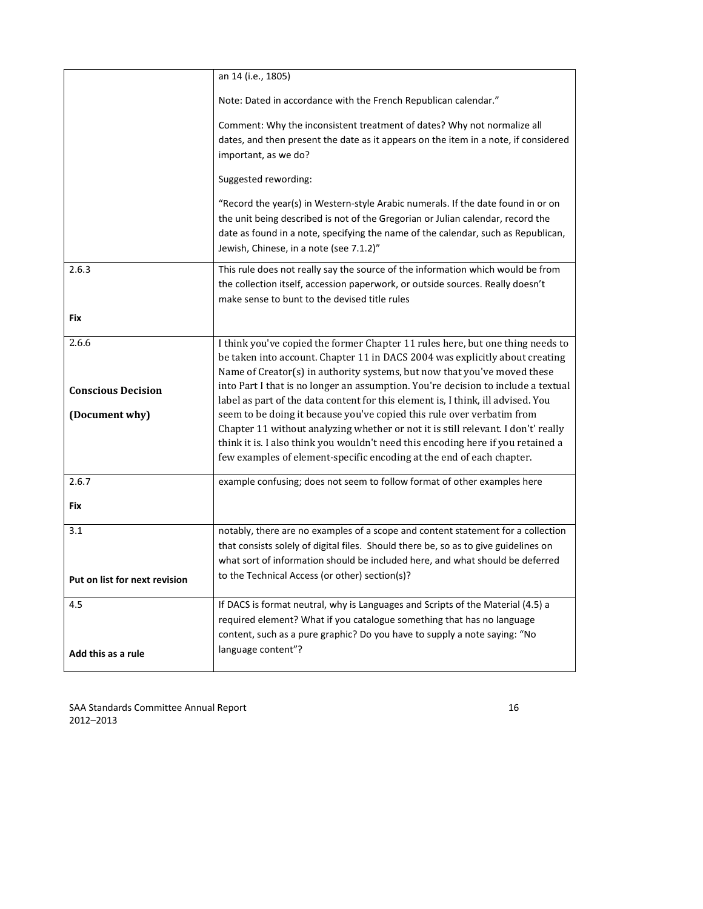| | |
|---|---|
| | an 14 (i.e., 1805)<br><br>Note: Dated in accordance with the French Republican calendar."<br><br>Comment: Why the inconsistent treatment of dates? Why not normalize all dates, and then present the date as it appears on the item in a note, if considered important, as we do?<br><br>Suggested rewording:<br><br>"Record the year(s) in Western-style Arabic numerals. If the date found in or on the unit being described is not of the Gregorian or Julian calendar, record the date as found in a note, specifying the name of the calendar, such as Republican, Jewish, Chinese, in a note (see 7.1.2)" |
| 2.6.3<br><br>**Fix** | This rule does not really say the source of the information which would be from the collection itself, accession paperwork, or outside sources. Really doesn't make sense to bunt to the devised title rules |
| 2.6.6<br><br>**Conscious Decision**<br><br>**(Document why)** | I think you've copied the former Chapter 11 rules here, but one thing needs to be taken into account. Chapter 11 in DACS 2004 was explicitly about creating Name of Creator(s) in authority systems, but now that you've moved these into Part I that is no longer an assumption. You're decision to include a textual label as part of the data content for this element is, I think, ill advised. You seem to be doing it because you've copied this rule over verbatim from Chapter 11 without analyzing whether or not it is still relevant. I don't' really think it is. I also think you wouldn't need this encoding here if you retained a few examples of element-specific encoding at the end of each chapter. |
| 2.6.7<br><br>**Fix** | example confusing; does not seem to follow format of other examples here |
| 3.1<br><br>**Put on list for next revision** | notably, there are no examples of a scope and content statement for a collection that consists solely of digital files. Should there be, so as to give guidelines on what sort of information should be included here, and what should be deferred to the Technical Access (or other) section(s)? |
| 4.5<br><br>**Add this as a rule** | If DACS is format neutral, why is Languages and Scripts of the Material (4.5) a required element? What if you catalogue something that has no language content, such as a pure graphic? Do you have to supply a note saying: "No language content"? |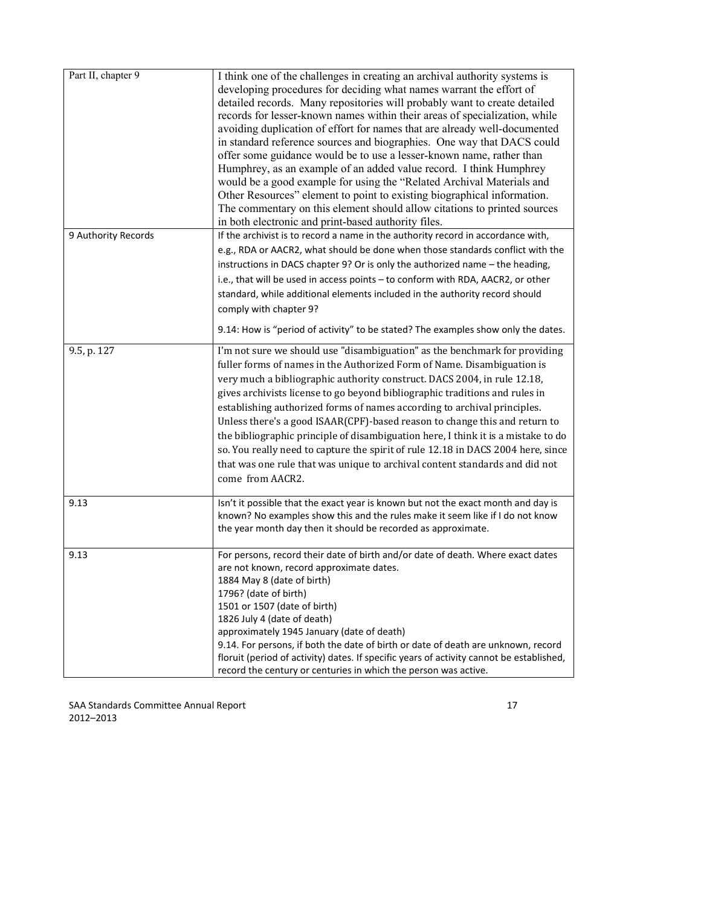| | |
|---|---|
| Part II, chapter 9 | I think one of the challenges in creating an archival authority systems is developing procedures for deciding what names warrant the effort of detailed records. Many repositories will probably want to create detailed records for lesser-known names within their areas of specialization, while avoiding duplication of effort for names that are already well-documented in standard reference sources and biographies. One way that DACS could offer some guidance would be to use a lesser-known name, rather than Humphrey, as an example of an added value record. I think Humphrey would be a good example for using the "Related Archival Materials and Other Resources" element to point to existing biographical information. The commentary on this element should allow citations to printed sources in both electronic and print-based authority files. |
| 9 Authority Records | If the archivist is to record a name in the authority record in accordance with, e.g., RDA or AACR2, what should be done when those standards conflict with the instructions in DACS chapter 9? Or is only the authorized name – the heading, i.e., that will be used in access points – to conform with RDA, AACR2, or other standard, while additional elements included in the authority record should comply with chapter 9?<br><br>9.14: How is "period of activity" to be stated? The examples show only the dates. |
| 9.5, p. 127 | I'm not sure we should use "disambiguation" as the benchmark for providing fuller forms of names in the Authorized Form of Name. Disambiguation is very much a bibliographic authority construct. DACS 2004, in rule 12.18, gives archivists license to go beyond bibliographic traditions and rules in establishing authorized forms of names according to archival principles. Unless there's a good ISAAR(CPF)-based reason to change this and return to the bibliographic principle of disambiguation here, I think it is a mistake to do so. You really need to capture the spirit of rule 12.18 in DACS 2004 here, since that was one rule that was unique to archival content standards and did not come from AACR2. |
| 9.13 | Isn't it possible that the exact year is known but not the exact month and day is known? No examples show this and the rules make it seem like if I do not know the year month day then it should be recorded as approximate. |
| 9.13 | For persons, record their date of birth and/or date of death. Where exact dates are not known, record approximate dates.<br>1884 May 8 (date of birth)<br>1796? (date of birth)<br>1501 or 1507 (date of birth)<br>1826 July 4 (date of death)<br>approximately 1945 January (date of death)<br>9.14. For persons, if both the date of birth or date of death are unknown, record floruit (period of activity) dates. If specific years of activity cannot be established, record the century or centuries in which the person was active. |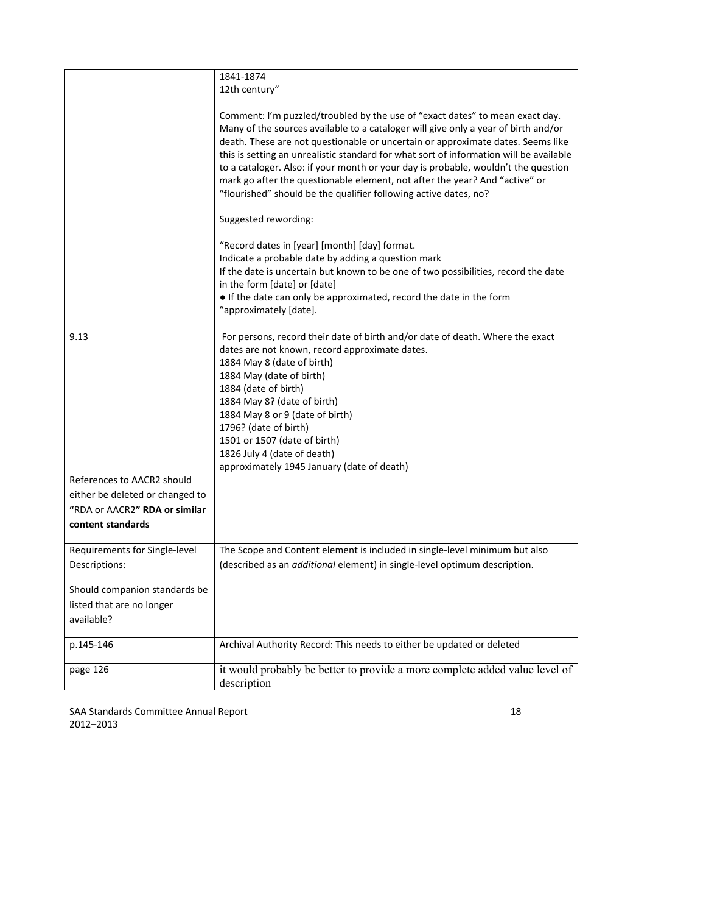| | |
|---|---|
| | 1841-1874<br>12th century"<br><br>Comment: I'm puzzled/troubled by the use of "exact dates" to mean exact day. Many of the sources available to a cataloger will give only a year of birth and/or death. These are not questionable or uncertain or approximate dates. Seems like this is setting an unrealistic standard for what sort of information will be available to a cataloger. Also: if your month or your day is probable, wouldn't the question mark go after the questionable element, not after the year? And "active" or "flourished" should be the qualifier following active dates, no?<br><br>Suggested rewording:<br><br>"Record dates in [year] [month] [day] format.<br>Indicate a probable date by adding a question mark<br>If the date is uncertain but known to be one of two possibilities, record the date in the form [date] or [date]<br>• If the date can only be approximated, record the date in the form "approximately [date]. |
| 9.13 | For persons, record their date of birth and/or date of death. Where the exact dates are not known, record approximate dates.<br>1884 May 8 (date of birth)<br>1884 May (date of birth)<br>1884 (date of birth)<br>1884 May 8? (date of birth)<br>1884 May 8 or 9 (date of birth)<br>1796? (date of birth)<br>1501 or 1507 (date of birth)<br>1826 July 4 (date of death)<br>approximately 1945 January (date of death) |
| References to AACR2 should either be deleted or changed to **"**RDA or AACR2**" RDA or similar content standards** | |
| Requirements for Single-level Descriptions: | The Scope and Content element is included in single-level minimum but also (described as an *additional* element) in single-level optimum description. |
| Should companion standards be listed that are no longer available? | |
| p.145-146 | Archival Authority Record: This needs to either be updated or deleted |
| page 126 | it would probably be better to provide a more complete added value level of description |

SAA Standards Committee Annual Report
2012–2013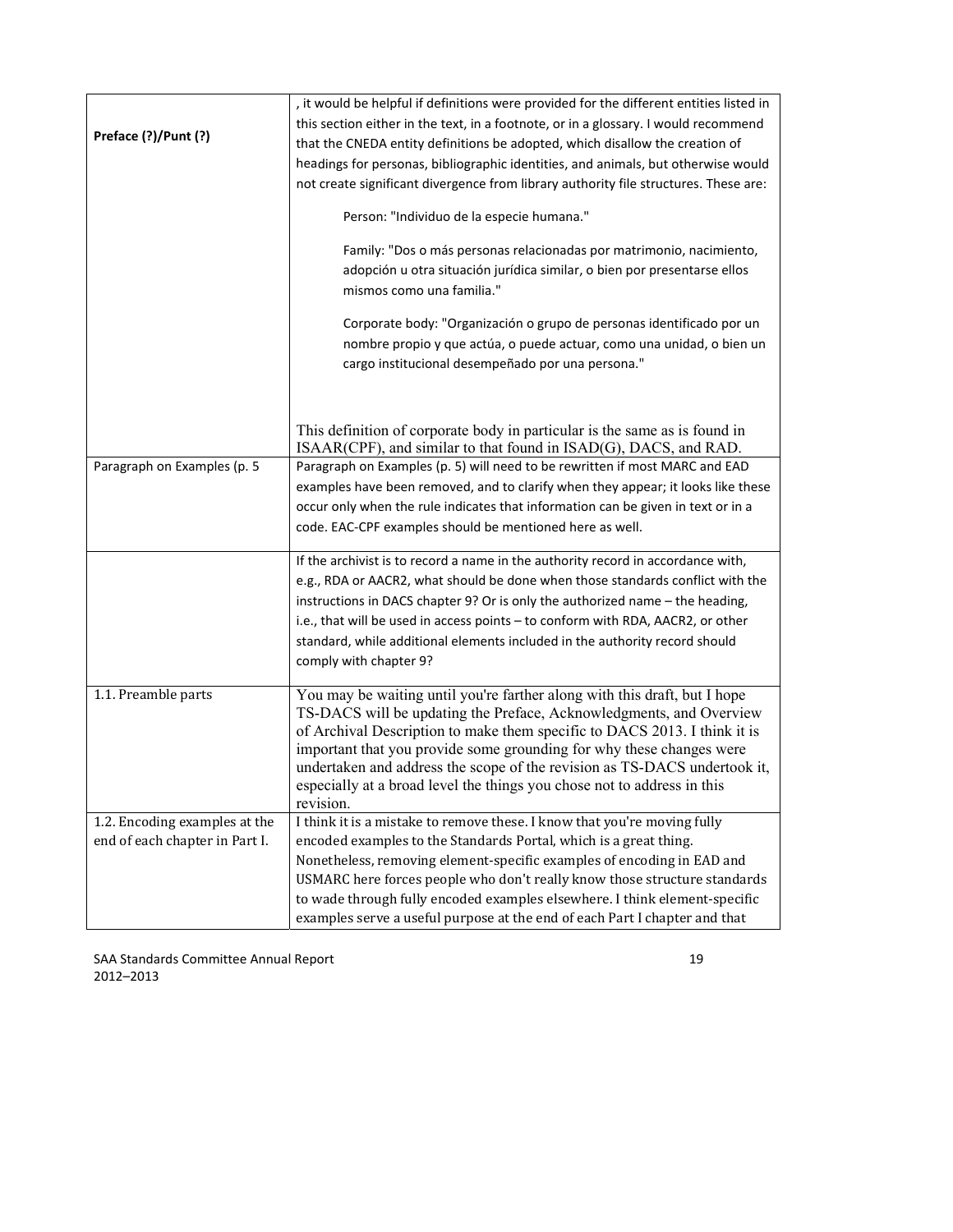| | |
|---|---|
| **Preface (?)/Punt (?)** | , it would be helpful if definitions were provided for the different entities listed in this section either in the text, in a footnote, or in a glossary. I would recommend that the CNEDA entity definitions be adopted, which disallow the creation of headings for personas, bibliographic identities, and animals, but otherwise would not create significant divergence from library authority file structures. These are:<br><br>Person: "Individuo de la especie humana."<br><br>Family: "Dos o más personas relacionadas por matrimonio, nacimiento, adopción u otra situación jurídica similar, o bien por presentarse ellos mismos como una familia."<br><br>Corporate body: "Organización o grupo de personas identificado por un nombre propio y que actúa, o puede actuar, como una unidad, o bien un cargo institucional desempeñado por una persona."<br><br>This definition of corporate body in particular is the same as is found in ISAAR(CPF), and similar to that found in ISAD(G), DACS, and RAD. |
| Paragraph on Examples (p. 5 | Paragraph on Examples (p. 5) will need to be rewritten if most MARC and EAD examples have been removed, and to clarify when they appear; it looks like these occur only when the rule indicates that information can be given in text or in a code. EAC-CPF examples should be mentioned here as well. |
| | If the archivist is to record a name in the authority record in accordance with, e.g., RDA or AACR2, what should be done when those standards conflict with the instructions in DACS chapter 9? Or is only the authorized name – the heading, i.e., that will be used in access points – to conform with RDA, AACR2, or other standard, while additional elements included in the authority record should comply with chapter 9? |
| 1.1. Preamble parts | You may be waiting until you're farther along with this draft, but I hope TS-DACS will be updating the Preface, Acknowledgments, and Overview of Archival Description to make them specific to DACS 2013. I think it is important that you provide some grounding for why these changes were undertaken and address the scope of the revision as TS-DACS undertook it, especially at a broad level the things you chose not to address in this revision. |
| 1.2. Encoding examples at the end of each chapter in Part I. | I think it is a mistake to remove these. I know that you're moving fully encoded examples to the Standards Portal, which is a great thing. Nonetheless, removing element-specific examples of encoding in EAD and USMARC here forces people who don't really know those structure standards to wade through fully encoded examples elsewhere. I think element-specific examples serve a useful purpose at the end of each Part I chapter and that |

SAA Standards Committee Annual Report
2012–2013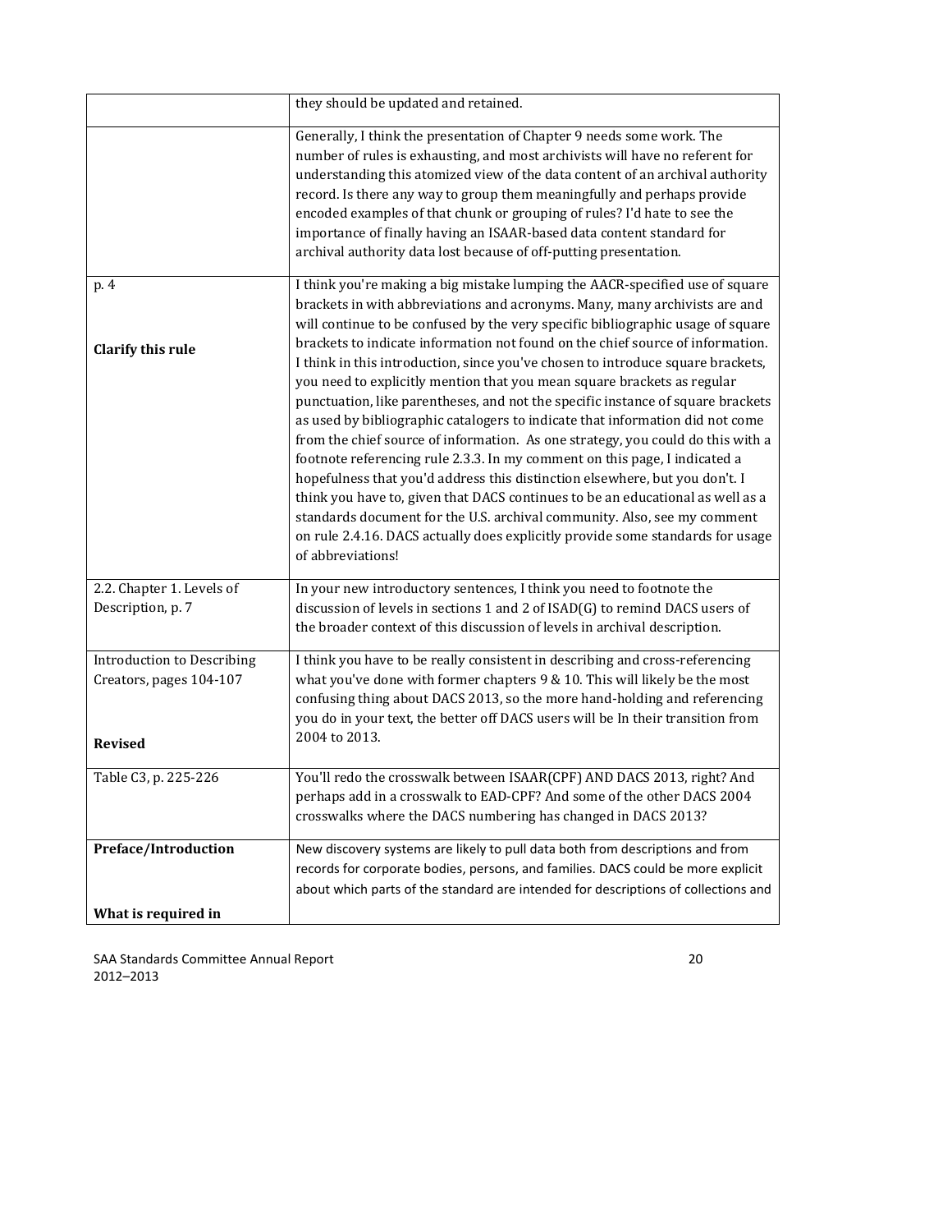| | |
|---|---|
| | they should be updated and retained. |
| | Generally, I think the presentation of Chapter 9 needs some work. The number of rules is exhausting, and most archivists will have no referent for understanding this atomized view of the data content of an archival authority record. Is there any way to group them meaningfully and perhaps provide encoded examples of that chunk or grouping of rules? I'd hate to see the importance of finally having an ISAAR-based data content standard for archival authority data lost because of off-putting presentation. |
| p. 4<br><br>**Clarify this rule** | I think you're making a big mistake lumping the AACR-specified use of square brackets in with abbreviations and acronyms. Many, many archivists are and will continue to be confused by the very specific bibliographic usage of square brackets to indicate information not found on the chief source of information. I think in this introduction, since you've chosen to introduce square brackets, you need to explicitly mention that you mean square brackets as regular punctuation, like parentheses, and not the specific instance of square brackets as used by bibliographic catalogers to indicate that information did not come from the chief source of information. As one strategy, you could do this with a footnote referencing rule 2.3.3. In my comment on this page, I indicated a hopefulness that you'd address this distinction elsewhere, but you don't. I think you have to, given that DACS continues to be an educational as well as a standards document for the U.S. archival community. Also, see my comment on rule 2.4.16. DACS actually does explicitly provide some standards for usage of abbreviations! |
| 2.2. Chapter 1. Levels of Description, p. 7 | In your new introductory sentences, I think you need to footnote the discussion of levels in sections 1 and 2 of ISAD(G) to remind DACS users of the broader context of this discussion of levels in archival description. |
| Introduction to Describing Creators, pages 104-107<br><br>**Revised** | I think you have to be really consistent in describing and cross-referencing what you've done with former chapters 9 & 10. This will likely be the most confusing thing about DACS 2013, so the more hand-holding and referencing you do in your text, the better off DACS users will be In their transition from 2004 to 2013. |
| Table C3, p. 225-226 | You'll redo the crosswalk between ISAAR(CPF) AND DACS 2013, right? And perhaps add in a crosswalk to EAD-CPF? And some of the other DACS 2004 crosswalks where the DACS numbering has changed in DACS 2013? |
| **Preface/Introduction**<br><br>**What is required in** | New discovery systems are likely to pull data both from descriptions and from records for corporate bodies, persons, and families. DACS could be more explicit about which parts of the standard are intended for descriptions of collections and |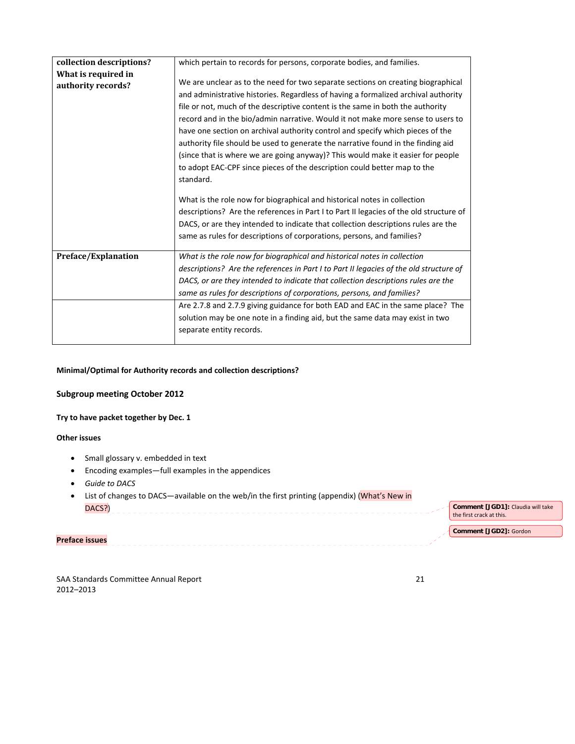| **collection descriptions? What is required in authority records?** | which pertain to records for persons, corporate bodies, and families.<br><br>We are unclear as to the need for two separate sections on creating biographical and administrative histories. Regardless of having a formalized archival authority file or not, much of the descriptive content is the same in both the authority record and in the bio/admin narrative. Would it not make more sense to users to have one section on archival authority control and specify which pieces of the authority file should be used to generate the narrative found in the finding aid (since that is where we are going anyway)? This would make it easier for people to adopt EAC-CPF since pieces of the description could better map to the standard.<br><br>What is the role now for biographical and historical notes in collection descriptions? Are the references in Part I to Part II legacies of the old structure of DACS, or are they intended to indicate that collection descriptions rules are the same as rules for descriptions of corporations, persons, and families? |
|---|---|
| **Preface/Explanation** | *What is the role now for biographical and historical notes in collection descriptions? Are the references in Part I to Part II legacies of the old structure of DACS, or are they intended to indicate that collection descriptions rules are the same as rules for descriptions of corporations, persons, and families?* |
| | Are 2.7.8 and 2.7.9 giving guidance for both EAD and EAC in the same place? The solution may be one note in a finding aid, but the same data may exist in two separate entity records. |

**Minimal/Optimal for Authority records and collection descriptions?**

**Subgroup meeting October 2012**

**Try to have packet together by Dec. 1**

**Other issues**

- Small glossary v. embedded in text
- Encoding examples—full examples in the appendices
- *Guide to DACS*
- List of changes to DACS—available on the web/in the first printing (appendix) (What's New in DACS?)

**Comment [JGD1]:** Claudia will take the first crack at this.

**Preface issues**

**Comment [JGD2]:** Gordon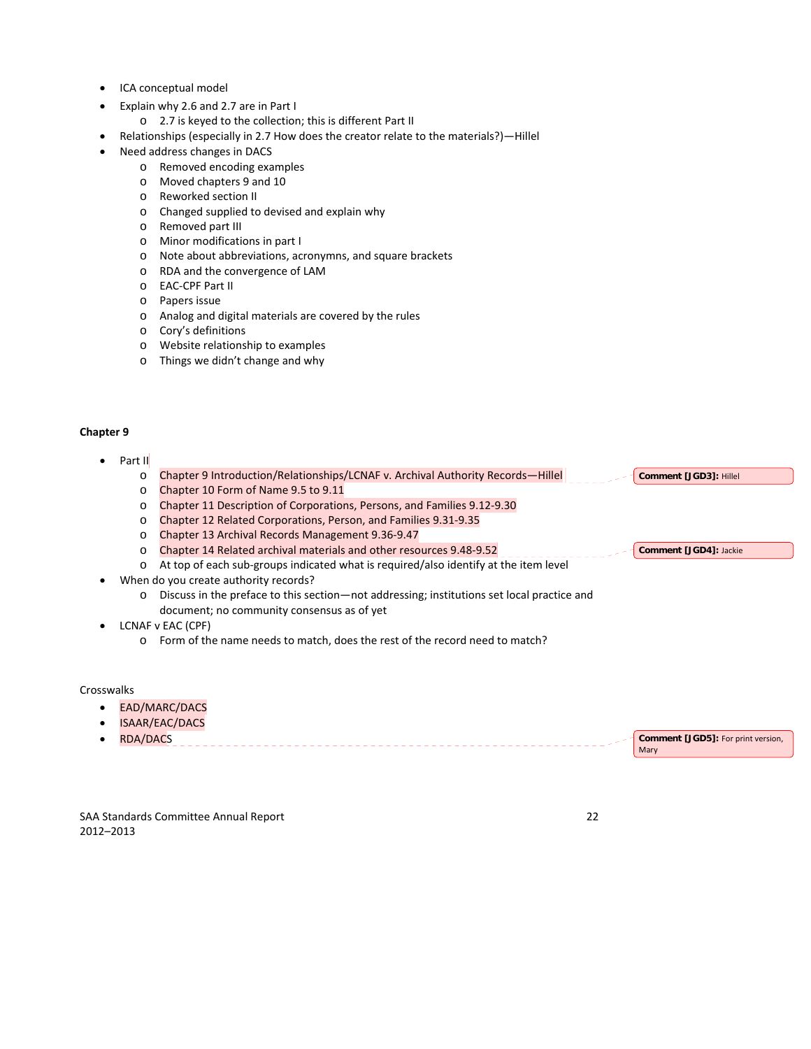- ICA conceptual model
- Explain why 2.6 and 2.7 are in Part I
  - 2.7 is keyed to the collection; this is different Part II
- Relationships (especially in 2.7 How does the creator relate to the materials?)—Hillel
- Need address changes in DACS
  - Removed encoding examples
  - Moved chapters 9 and 10
  - Reworked section II
  - Changed supplied to devised and explain why
  - Removed part III
  - Minor modifications in part I
  - Note about abbreviations, acronymns, and square brackets
  - RDA and the convergence of LAM
  - EAC-CPF Part II
  - Papers issue
  - Analog and digital materials are covered by the rules
  - Cory's definitions
  - Website relationship to examples
  - Things we didn't change and why

**Chapter 9**

- Part II
  - Chapter 9 Introduction/Relationships/LCNAF v. Archival Authority Records—Hillel
  - Chapter 10 Form of Name 9.5 to 9.11
  - Chapter 11 Description of Corporations, Persons, and Families 9.12-9.30
  - Chapter 12 Related Corporations, Person, and Families 9.31-9.35
  - Chapter 13 Archival Records Management 9.36-9.47
  - Chapter 14 Related archival materials and other resources 9.48-9.52
  - At top of each sub-groups indicated what is required/also identify at the item level
- When do you create authority records?
  - Discuss in the preface to this section—not addressing; institutions set local practice and document; no community consensus as of yet
- LCNAF v EAC (CPF)
  - Form of the name needs to match, does the rest of the record need to match?

Crosswalks

- EAD/MARC/DACS
- ISAAR/EAC/DACS
- RDA/DACS

**Comment [JGD3]:** Hillel

**Comment [JGD4]:** Jackie

**Comment [JGD5]:** For print version, Mary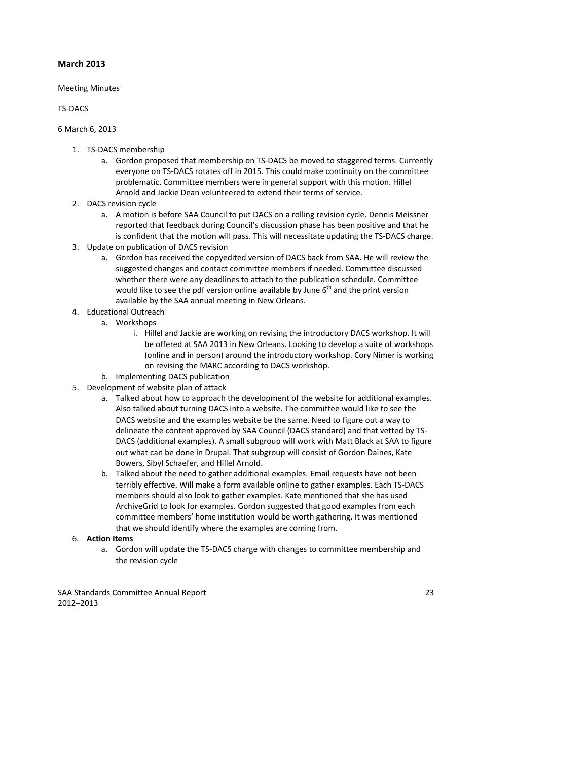**March 2013**

Meeting Minutes

TS-DACS

6 March 6, 2013

1. TS-DACS membership
   a. Gordon proposed that membership on TS-DACS be moved to staggered terms. Currently everyone on TS-DACS rotates off in 2015. This could make continuity on the committee problematic. Committee members were in general support with this motion. Hillel Arnold and Jackie Dean volunteered to extend their terms of service.
2. DACS revision cycle
   a. A motion is before SAA Council to put DACS on a rolling revision cycle. Dennis Meissner reported that feedback during Council's discussion phase has been positive and that he is confident that the motion will pass. This will necessitate updating the TS-DACS charge.
3. Update on publication of DACS revision
   a. Gordon has received the copyedited version of DACS back from SAA. He will review the suggested changes and contact committee members if needed. Committee discussed whether there were any deadlines to attach to the publication schedule. Committee would like to see the pdf version online available by June 6th and the print version available by the SAA annual meeting in New Orleans.
4. Educational Outreach
   a. Workshops
      i. Hillel and Jackie are working on revising the introductory DACS workshop. It will be offered at SAA 2013 in New Orleans. Looking to develop a suite of workshops (online and in person) around the introductory workshop. Cory Nimer is working on revising the MARC according to DACS workshop.
   b. Implementing DACS publication
5. Development of website plan of attack
   a. Talked about how to approach the development of the website for additional examples. Also talked about turning DACS into a website. The committee would like to see the DACS website and the examples website be the same. Need to figure out a way to delineate the content approved by SAA Council (DACS standard) and that vetted by TS-DACS (additional examples). A small subgroup will work with Matt Black at SAA to figure out what can be done in Drupal. That subgroup will consist of Gordon Daines, Kate Bowers, Sibyl Schaefer, and Hillel Arnold.
   b. Talked about the need to gather additional examples. Email requests have not been terribly effective. Will make a form available online to gather examples. Each TS-DACS members should also look to gather examples. Kate mentioned that she has used ArchiveGrid to look for examples. Gordon suggested that good examples from each committee members' home institution would be worth gathering. It was mentioned that we should identify where the examples are coming from.
6. **Action Items**
   a. Gordon will update the TS-DACS charge with changes to committee membership and the revision cycle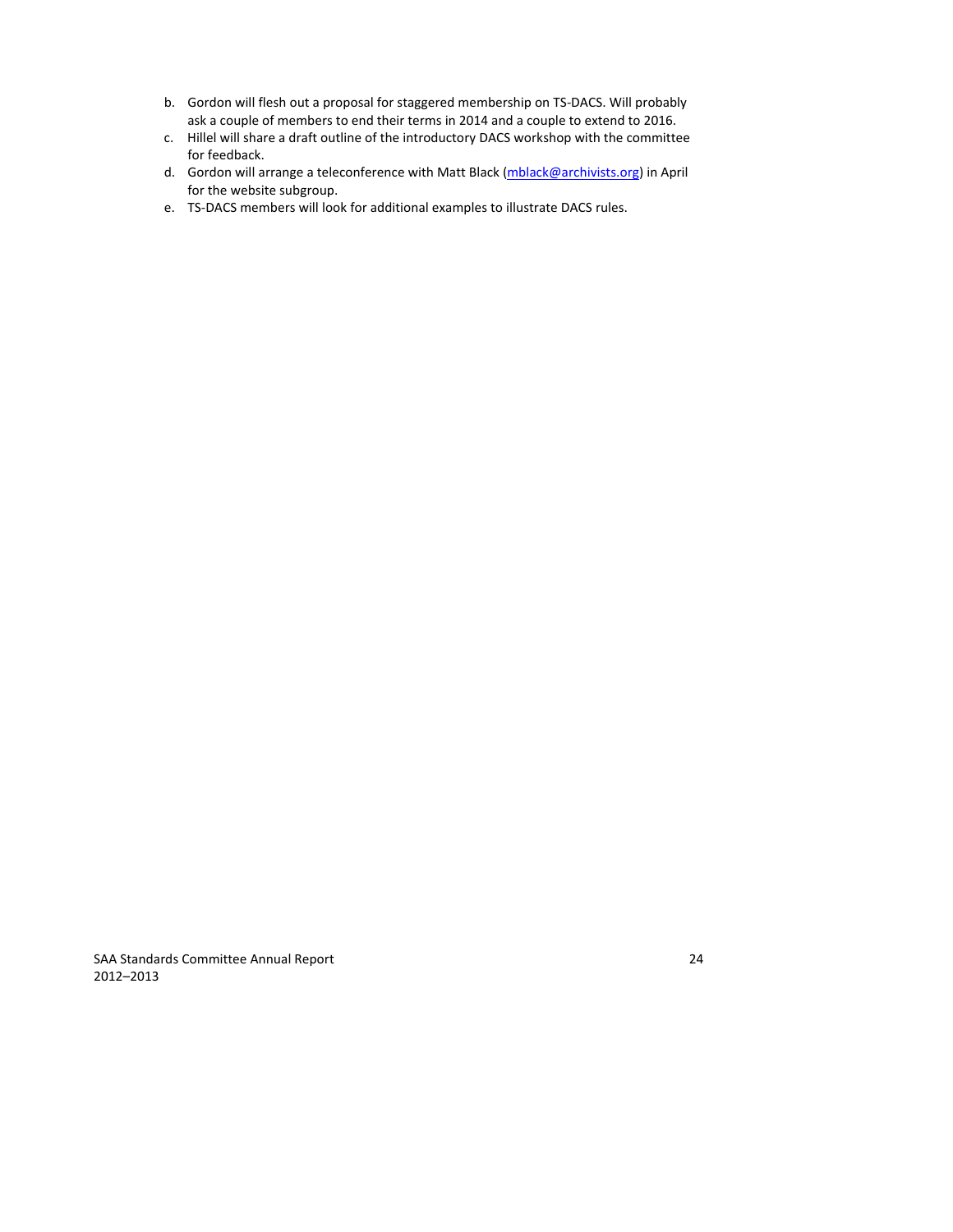b. Gordon will flesh out a proposal for staggered membership on TS-DACS. Will probably ask a couple of members to end their terms in 2014 and a couple to extend to 2016.
c. Hillel will share a draft outline of the introductory DACS workshop with the committee for feedback.
d. Gordon will arrange a teleconference with Matt Black (mblack@archivists.org) in April for the website subgroup.
e. TS-DACS members will look for additional examples to illustrate DACS rules.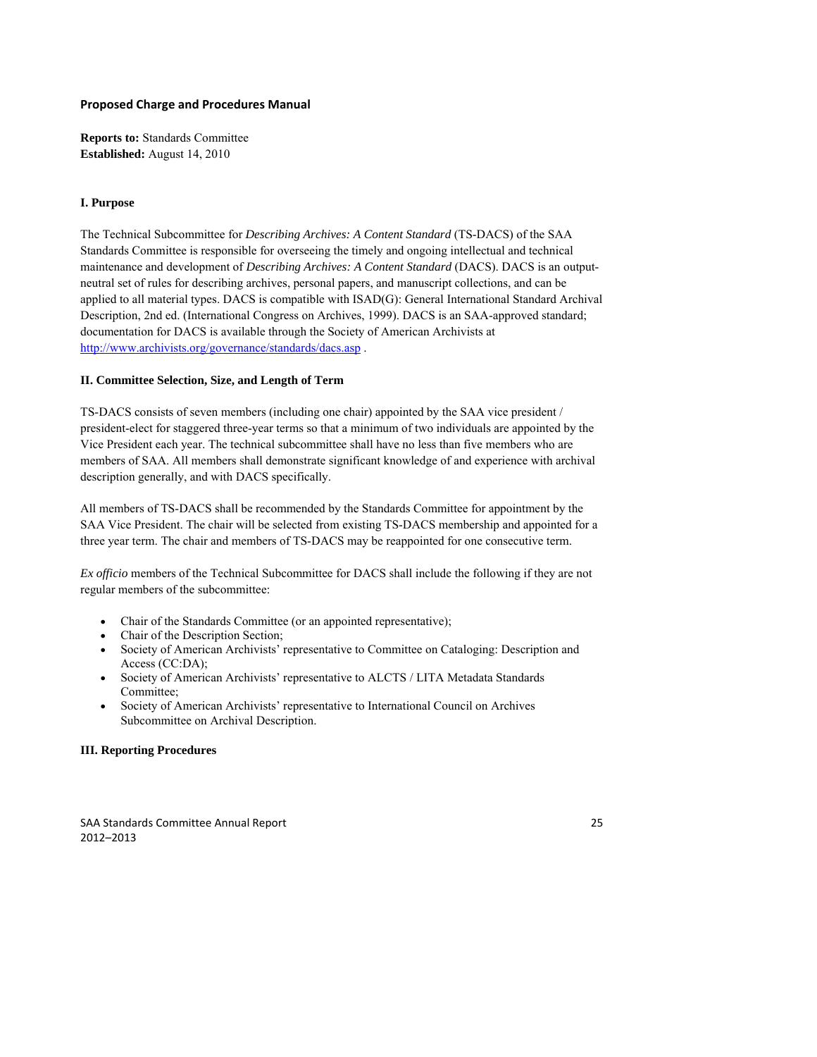## Proposed Charge and Procedures Manual

**Reports to:** Standards Committee
**Established:** August 14, 2010

### I. Purpose

The Technical Subcommittee for *Describing Archives: A Content Standard* (TS-DACS) of the SAA Standards Committee is responsible for overseeing the timely and ongoing intellectual and technical maintenance and development of *Describing Archives: A Content Standard* (DACS). DACS is an output-neutral set of rules for describing archives, personal papers, and manuscript collections, and can be applied to all material types. DACS is compatible with ISAD(G): General International Standard Archival Description, 2nd ed. (International Congress on Archives, 1999). DACS is an SAA-approved standard; documentation for DACS is available through the Society of American Archivists at http://www.archivists.org/governance/standards/dacs.asp .

### II. Committee Selection, Size, and Length of Term

TS-DACS consists of seven members (including one chair) appointed by the SAA vice president / president-elect for staggered three-year terms so that a minimum of two individuals are appointed by the Vice President each year. The technical subcommittee shall have no less than five members who are members of SAA. All members shall demonstrate significant knowledge of and experience with archival description generally, and with DACS specifically.

All members of TS-DACS shall be recommended by the Standards Committee for appointment by the SAA Vice President. The chair will be selected from existing TS-DACS membership and appointed for a three year term. The chair and members of TS-DACS may be reappointed for one consecutive term.

*Ex officio* members of the Technical Subcommittee for DACS shall include the following if they are not regular members of the subcommittee:

- Chair of the Standards Committee (or an appointed representative);
- Chair of the Description Section;
- Society of American Archivists' representative to Committee on Cataloging: Description and Access (CC:DA);
- Society of American Archivists' representative to ALCTS / LITA Metadata Standards Committee;
- Society of American Archivists' representative to International Council on Archives Subcommittee on Archival Description.

### III. Reporting Procedures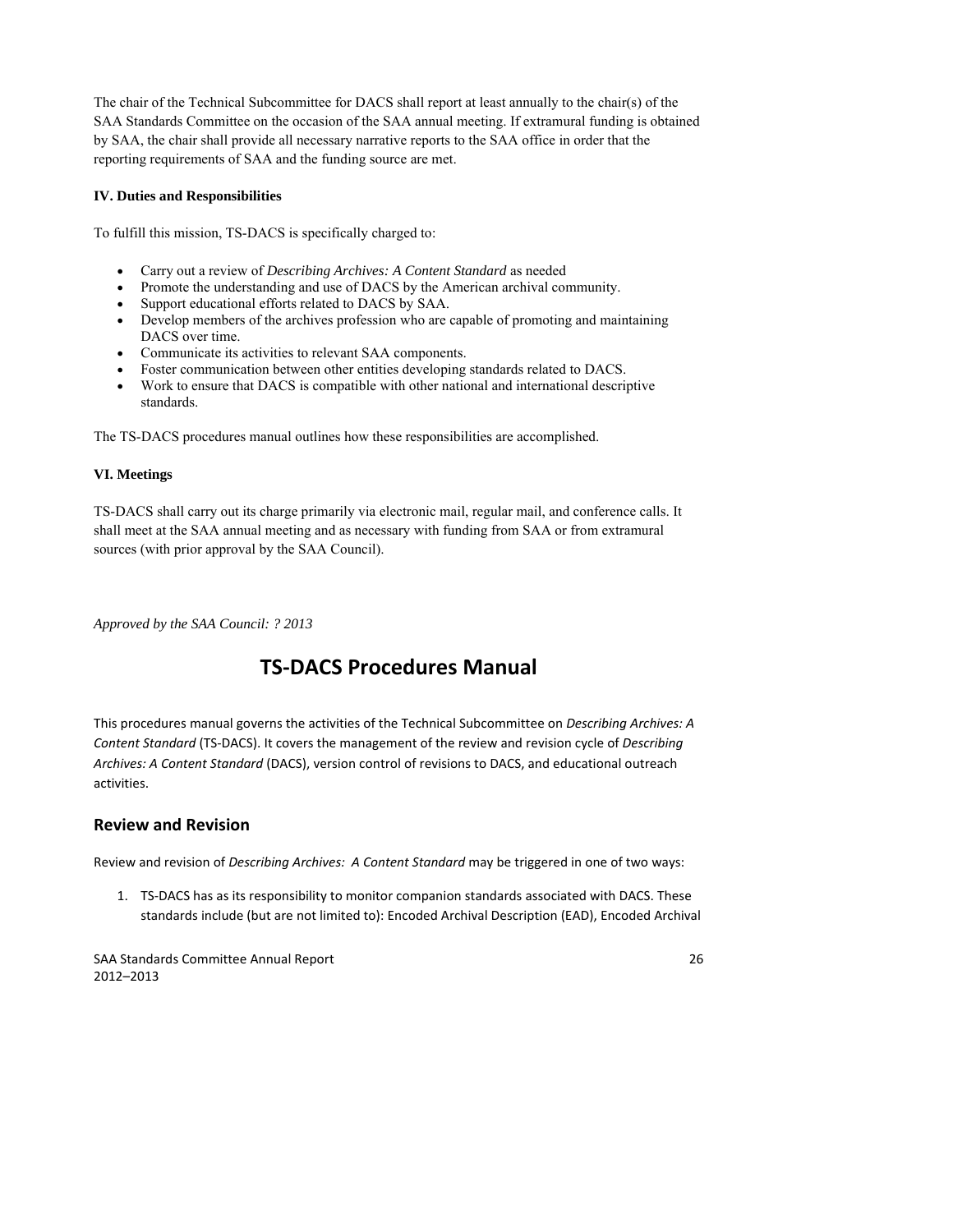The chair of the Technical Subcommittee for DACS shall report at least annually to the chair(s) of the SAA Standards Committee on the occasion of the SAA annual meeting. If extramural funding is obtained by SAA, the chair shall provide all necessary narrative reports to the SAA office in order that the reporting requirements of SAA and the funding source are met.

**IV. Duties and Responsibilities**

To fulfill this mission, TS-DACS is specifically charged to:

- Carry out a review of *Describing Archives: A Content Standard* as needed
- Promote the understanding and use of DACS by the American archival community.
- Support educational efforts related to DACS by SAA.
- Develop members of the archives profession who are capable of promoting and maintaining DACS over time.
- Communicate its activities to relevant SAA components.
- Foster communication between other entities developing standards related to DACS.
- Work to ensure that DACS is compatible with other national and international descriptive standards.

The TS-DACS procedures manual outlines how these responsibilities are accomplished.

**VI. Meetings**

TS-DACS shall carry out its charge primarily via electronic mail, regular mail, and conference calls. It shall meet at the SAA annual meeting and as necessary with funding from SAA or from extramural sources (with prior approval by the SAA Council).

*Approved by the SAA Council: ? 2013*

# TS-DACS Procedures Manual

This procedures manual governs the activities of the Technical Subcommittee on *Describing Archives: A Content Standard* (TS-DACS). It covers the management of the review and revision cycle of *Describing Archives: A Content Standard* (DACS), version control of revisions to DACS, and educational outreach activities.

## Review and Revision

Review and revision of *Describing Archives: A Content Standard* may be triggered in one of two ways:

1. TS-DACS has as its responsibility to monitor companion standards associated with DACS. These standards include (but are not limited to): Encoded Archival Description (EAD), Encoded Archival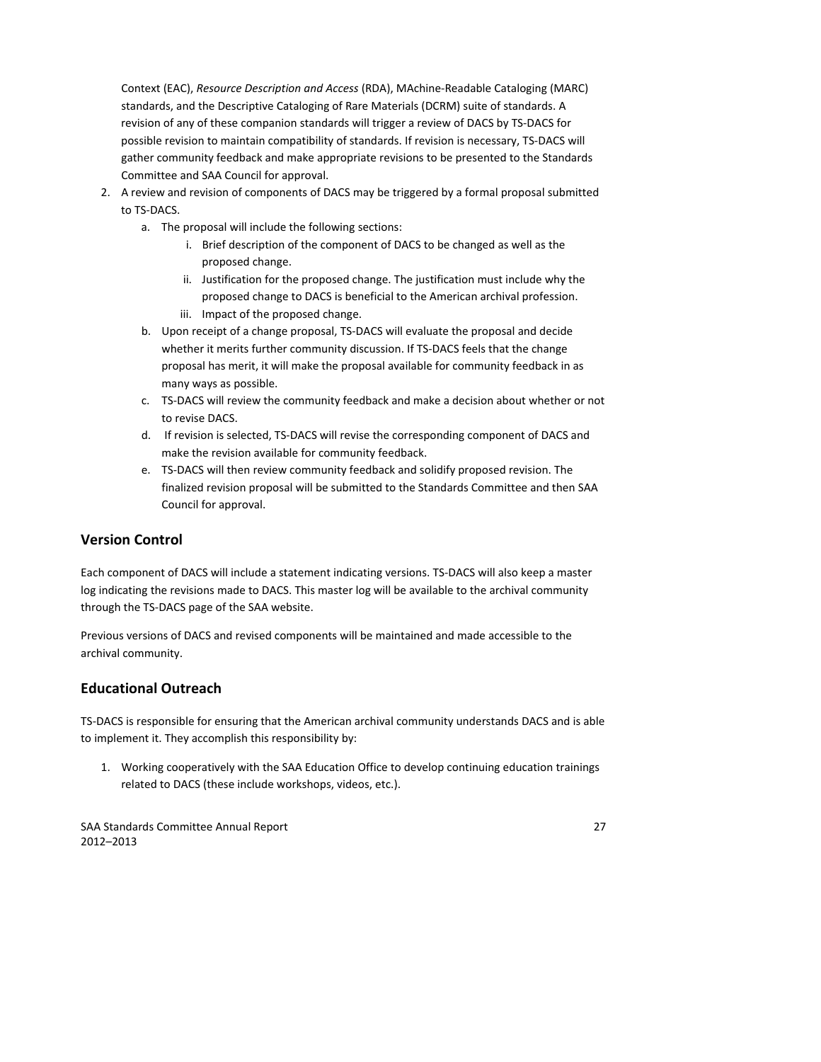Context (EAC), *Resource Description and Access* (RDA), MAchine-Readable Cataloging (MARC) standards, and the Descriptive Cataloging of Rare Materials (DCRM) suite of standards. A revision of any of these companion standards will trigger a review of DACS by TS-DACS for possible revision to maintain compatibility of standards. If revision is necessary, TS-DACS will gather community feedback and make appropriate revisions to be presented to the Standards Committee and SAA Council for approval.

2. A review and revision of components of DACS may be triggered by a formal proposal submitted to TS-DACS.
   a. The proposal will include the following sections:
      i. Brief description of the component of DACS to be changed as well as the proposed change.
      ii. Justification for the proposed change. The justification must include why the proposed change to DACS is beneficial to the American archival profession.
      iii. Impact of the proposed change.
   b. Upon receipt of a change proposal, TS-DACS will evaluate the proposal and decide whether it merits further community discussion. If TS-DACS feels that the change proposal has merit, it will make the proposal available for community feedback in as many ways as possible.
   c. TS-DACS will review the community feedback and make a decision about whether or not to revise DACS.
   d. If revision is selected, TS-DACS will revise the corresponding component of DACS and make the revision available for community feedback.
   e. TS-DACS will then review community feedback and solidify proposed revision. The finalized revision proposal will be submitted to the Standards Committee and then SAA Council for approval.

## Version Control

Each component of DACS will include a statement indicating versions. TS-DACS will also keep a master log indicating the revisions made to DACS. This master log will be available to the archival community through the TS-DACS page of the SAA website.

Previous versions of DACS and revised components will be maintained and made accessible to the archival community.

## Educational Outreach

TS-DACS is responsible for ensuring that the American archival community understands DACS and is able to implement it. They accomplish this responsibility by:

1. Working cooperatively with the SAA Education Office to develop continuing education trainings related to DACS (these include workshops, videos, etc.).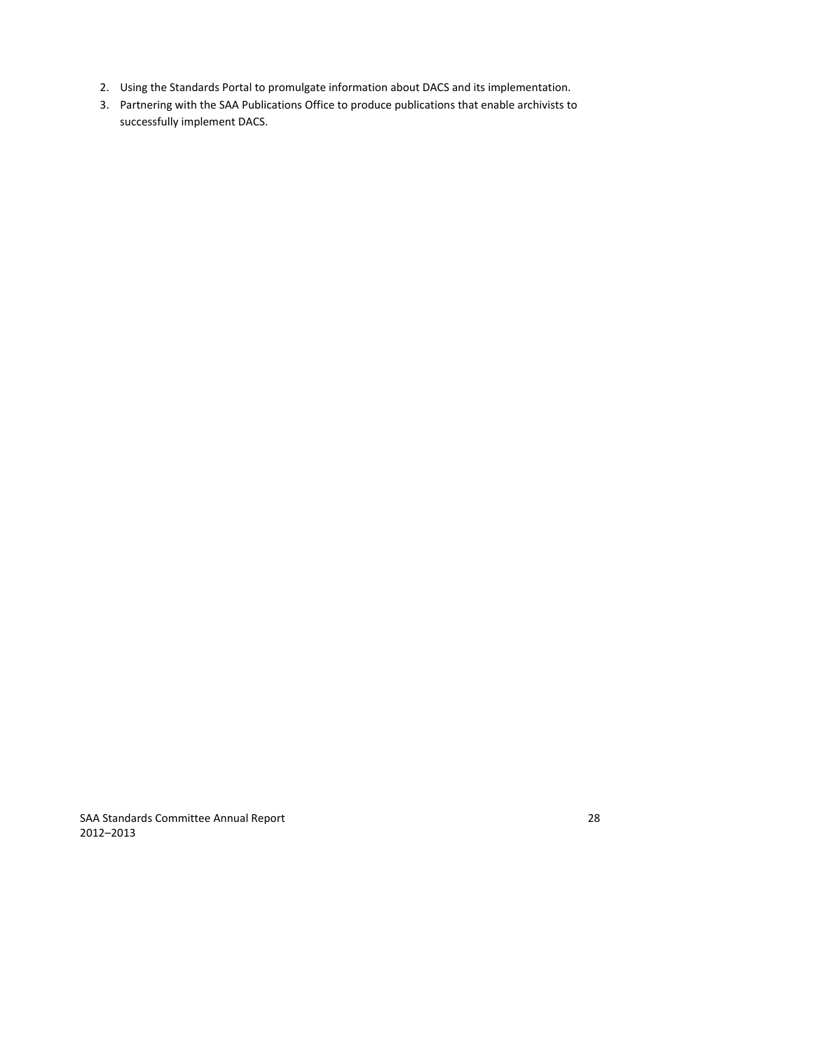2. Using the Standards Portal to promulgate information about DACS and its implementation.
3. Partnering with the SAA Publications Office to produce publications that enable archivists to successfully implement DACS.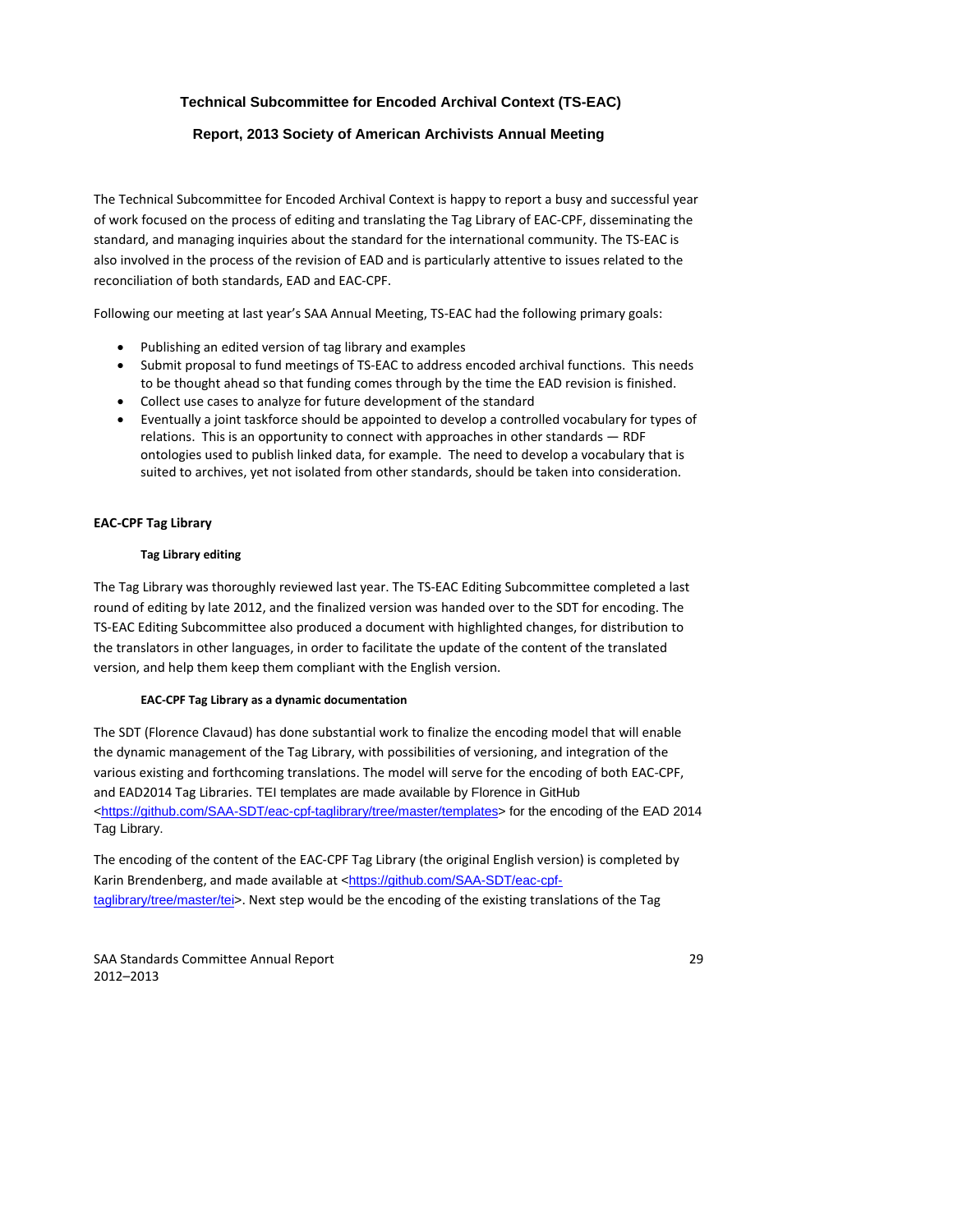**Technical Subcommittee for Encoded Archival Context (TS-EAC)**

**Report, 2013 Society of American Archivists Annual Meeting**

The Technical Subcommittee for Encoded Archival Context is happy to report a busy and successful year of work focused on the process of editing and translating the Tag Library of EAC-CPF, disseminating the standard, and managing inquiries about the standard for the international community. The TS-EAC is also involved in the process of the revision of EAD and is particularly attentive to issues related to the reconciliation of both standards, EAD and EAC-CPF.

Following our meeting at last year's SAA Annual Meeting, TS-EAC had the following primary goals:

- Publishing an edited version of tag library and examples
- Submit proposal to fund meetings of TS-EAC to address encoded archival functions. This needs to be thought ahead so that funding comes through by the time the EAD revision is finished.
- Collect use cases to analyze for future development of the standard
- Eventually a joint taskforce should be appointed to develop a controlled vocabulary for types of relations. This is an opportunity to connect with approaches in other standards — RDF ontologies used to publish linked data, for example. The need to develop a vocabulary that is suited to archives, yet not isolated from other standards, should be taken into consideration.

**EAC-CPF Tag Library**

**Tag Library editing**

The Tag Library was thoroughly reviewed last year. The TS-EAC Editing Subcommittee completed a last round of editing by late 2012, and the finalized version was handed over to the SDT for encoding. The TS-EAC Editing Subcommittee also produced a document with highlighted changes, for distribution to the translators in other languages, in order to facilitate the update of the content of the translated version, and help them keep them compliant with the English version.

**EAC-CPF Tag Library as a dynamic documentation**

The SDT (Florence Clavaud) has done substantial work to finalize the encoding model that will enable the dynamic management of the Tag Library, with possibilities of versioning, and integration of the various existing and forthcoming translations. The model will serve for the encoding of both EAC-CPF, and EAD2014 Tag Libraries. TEI templates are made available by Florence in GitHub <https://github.com/SAA-SDT/eac-cpf-taglibrary/tree/master/templates> for the encoding of the EAD 2014 Tag Library.

The encoding of the content of the EAC-CPF Tag Library (the original English version) is completed by Karin Brendenberg, and made available at <https://github.com/SAA-SDT/eac-cpf-taglibrary/tree/master/tei>. Next step would be the encoding of the existing translations of the Tag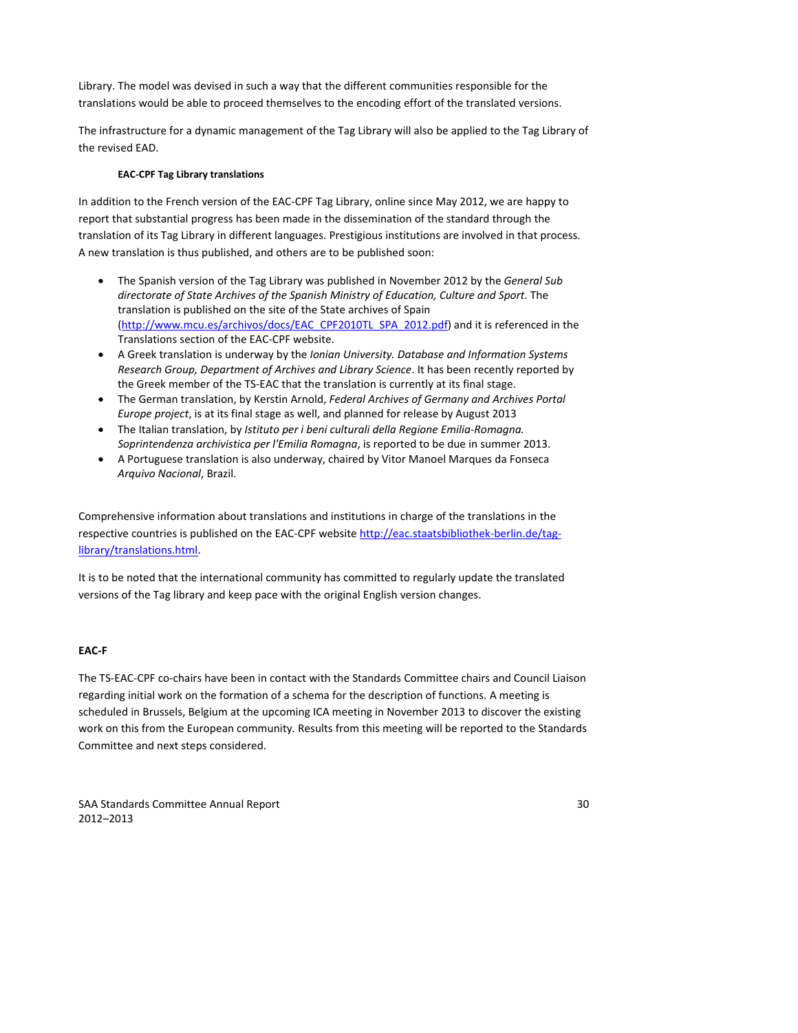Library. The model was devised in such a way that the different communities responsible for the translations would be able to proceed themselves to the encoding effort of the translated versions.

The infrastructure for a dynamic management of the Tag Library will also be applied to the Tag Library of the revised EAD.

#### EAC-CPF Tag Library translations

In addition to the French version of the EAC-CPF Tag Library, online since May 2012, we are happy to report that substantial progress has been made in the dissemination of the standard through the translation of its Tag Library in different languages. Prestigious institutions are involved in that process. A new translation is thus published, and others are to be published soon:

- The Spanish version of the Tag Library was published in November 2012 by the *General Sub directorate of State Archives of the Spanish Ministry of Education, Culture and Sport*. The translation is published on the site of the State archives of Spain ([http://www.mcu.es/archivos/docs/EAC_CPF2010TL_SPA_2012.pdf](http://www.mcu.es/archivos/docs/EAC_CPF2010TL_SPA_2012.pdf)) and it is referenced in the Translations section of the EAC-CPF website.
- A Greek translation is underway by the *Ionian University. Database and Information Systems Research Group, Department of Archives and Library Science*. It has been recently reported by the Greek member of the TS-EAC that the translation is currently at its final stage.
- The German translation, by Kerstin Arnold, *Federal Archives of Germany and Archives Portal Europe project*, is at its final stage as well, and planned for release by August 2013
- The Italian translation, by *Istituto per i beni culturali della Regione Emilia-Romagna. Soprintendenza archivistica per l'Emilia Romagna*, is reported to be due in summer 2013.
- A Portuguese translation is also underway, chaired by Vitor Manoel Marques da Fonseca *Arquivo Nacional*, Brazil.

Comprehensive information about translations and institutions in charge of the translations in the respective countries is published on the EAC-CPF website [http://eac.staatsbibliothek-berlin.de/tag-library/translations.html](http://eac.staatsbibliothek-berlin.de/tag-library/translations.html).

It is to be noted that the international community has committed to regularly update the translated versions of the Tag library and keep pace with the original English version changes.

### EAC-F

The TS-EAC-CPF co-chairs have been in contact with the Standards Committee chairs and Council Liaison regarding initial work on the formation of a schema for the description of functions. A meeting is scheduled in Brussels, Belgium at the upcoming ICA meeting in November 2013 to discover the existing work on this from the European community. Results from this meeting will be reported to the Standards Committee and next steps considered.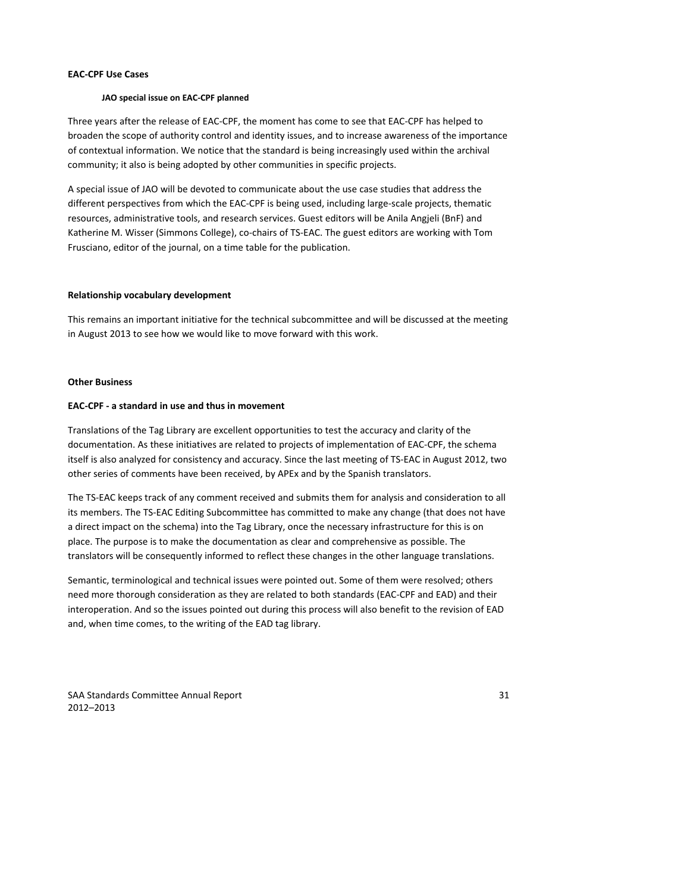**EAC-CPF Use Cases**

**JAO special issue on EAC-CPF planned**

Three years after the release of EAC-CPF, the moment has come to see that EAC-CPF has helped to broaden the scope of authority control and identity issues, and to increase awareness of the importance of contextual information. We notice that the standard is being increasingly used within the archival community; it also is being adopted by other communities in specific projects.

A special issue of JAO will be devoted to communicate about the use case studies that address the different perspectives from which the EAC-CPF is being used, including large-scale projects, thematic resources, administrative tools, and research services. Guest editors will be Anila Angjeli (BnF) and Katherine M. Wisser (Simmons College), co-chairs of TS-EAC. The guest editors are working with Tom Frusciano, editor of the journal, on a time table for the publication.

**Relationship vocabulary development**

This remains an important initiative for the technical subcommittee and will be discussed at the meeting in August 2013 to see how we would like to move forward with this work.

**Other Business**

**EAC-CPF - a standard in use and thus in movement**

Translations of the Tag Library are excellent opportunities to test the accuracy and clarity of the documentation. As these initiatives are related to projects of implementation of EAC-CPF, the schema itself is also analyzed for consistency and accuracy. Since the last meeting of TS-EAC in August 2012, two other series of comments have been received, by APEx and by the Spanish translators.

The TS-EAC keeps track of any comment received and submits them for analysis and consideration to all its members. The TS-EAC Editing Subcommittee has committed to make any change (that does not have a direct impact on the schema) into the Tag Library, once the necessary infrastructure for this is on place. The purpose is to make the documentation as clear and comprehensive as possible. The translators will be consequently informed to reflect these changes in the other language translations.

Semantic, terminological and technical issues were pointed out. Some of them were resolved; others need more thorough consideration as they are related to both standards (EAC-CPF and EAD) and their interoperation. And so the issues pointed out during this process will also benefit to the revision of EAD and, when time comes, to the writing of the EAD tag library.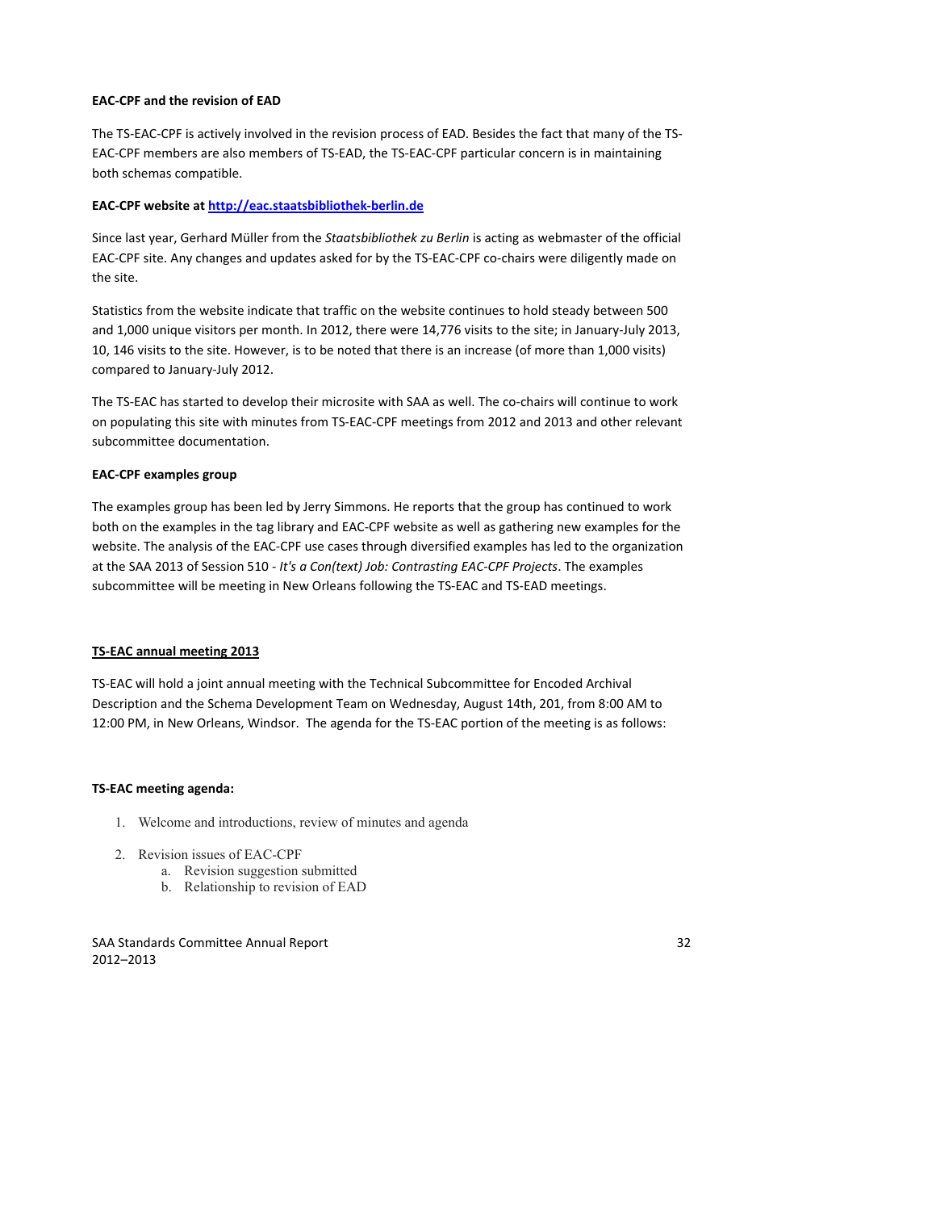**EAC-CPF and the revision of EAD**

The TS-EAC-CPF is actively involved in the revision process of EAD. Besides the fact that many of the TS-EAC-CPF members are also members of TS-EAD, the TS-EAC-CPF particular concern is in maintaining both schemas compatible.

**EAC-CPF website at [http://eac.staatsbibliothek-berlin.de](http://eac.staatsbibliothek-berlin.de)**

Since last year, Gerhard Müller from the *Staatsbibliothek zu Berlin* is acting as webmaster of the official EAC-CPF site. Any changes and updates asked for by the TS-EAC-CPF co-chairs were diligently made on the site.

Statistics from the website indicate that traffic on the website continues to hold steady between 500 and 1,000 unique visitors per month. In 2012, there were 14,776 visits to the site; in January-July 2013, 10, 146 visits to the site. However, is to be noted that there is an increase (of more than 1,000 visits) compared to January-July 2012.

The TS-EAC has started to develop their microsite with SAA as well. The co-chairs will continue to work on populating this site with minutes from TS-EAC-CPF meetings from 2012 and 2013 and other relevant subcommittee documentation.

**EAC-CPF examples group**

The examples group has been led by Jerry Simmons. He reports that the group has continued to work both on the examples in the tag library and EAC-CPF website as well as gathering new examples for the website. The analysis of the EAC-CPF use cases through diversified examples has led to the organization at the SAA 2013 of Session 510 - *It's a Con(text) Job: Contrasting EAC-CPF Projects*. The examples subcommittee will be meeting in New Orleans following the TS-EAC and TS-EAD meetings.

**TS-EAC annual meeting 2013**

TS-EAC will hold a joint annual meeting with the Technical Subcommittee for Encoded Archival Description and the Schema Development Team on Wednesday, August 14th, 201, from 8:00 AM to 12:00 PM, in New Orleans, Windsor. The agenda for the TS-EAC portion of the meeting is as follows:

**TS-EAC meeting agenda:**

1. Welcome and introductions, review of minutes and agenda
2. Revision issues of EAC-CPF
   a. Revision suggestion submitted
   b. Relationship to revision of EAD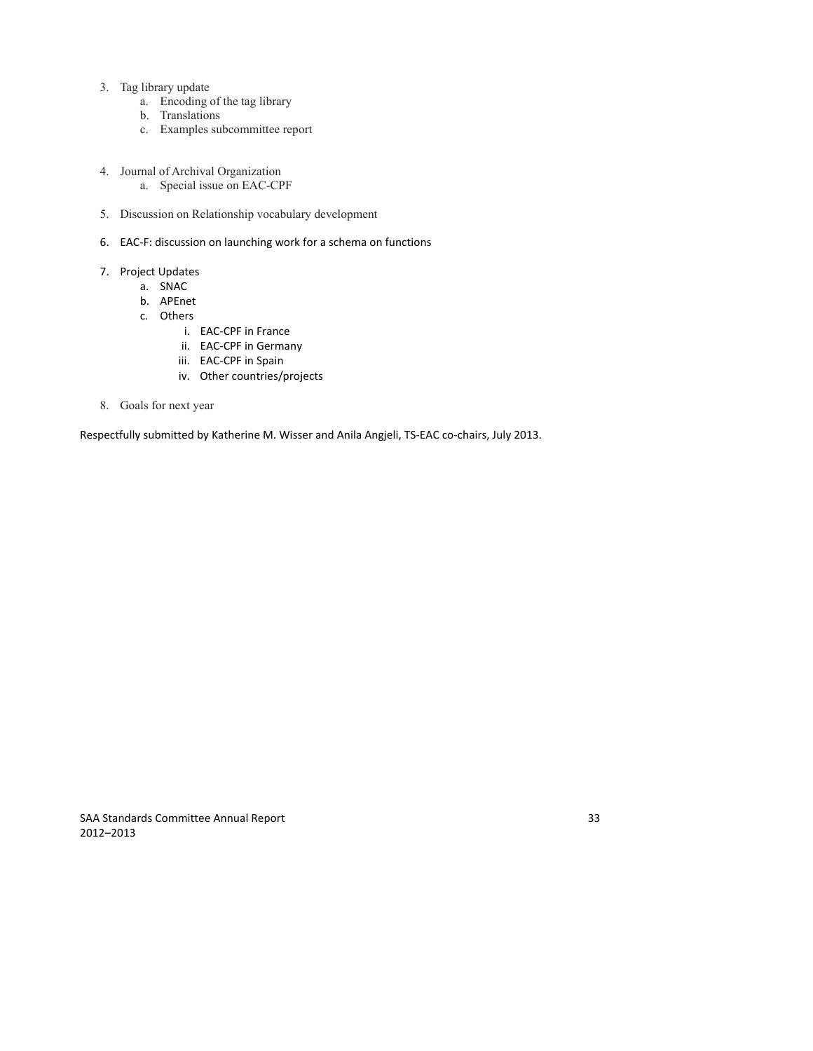3. Tag library update
    a. Encoding of the tag library
    b. Translations
    c. Examples subcommittee report

4. Journal of Archival Organization
    a. Special issue on EAC-CPF

5. Discussion on Relationship vocabulary development

6. EAC-F: discussion on launching work for a schema on functions

7. Project Updates
    a. SNAC
    b. APEnet
    c. Others
        i. EAC-CPF in France
        ii. EAC-CPF in Germany
        iii. EAC-CPF in Spain
        iv. Other countries/projects

8. Goals for next year

Respectfully submitted by Katherine M. Wisser and Anila Angjeli, TS-EAC co-chairs, July 2013.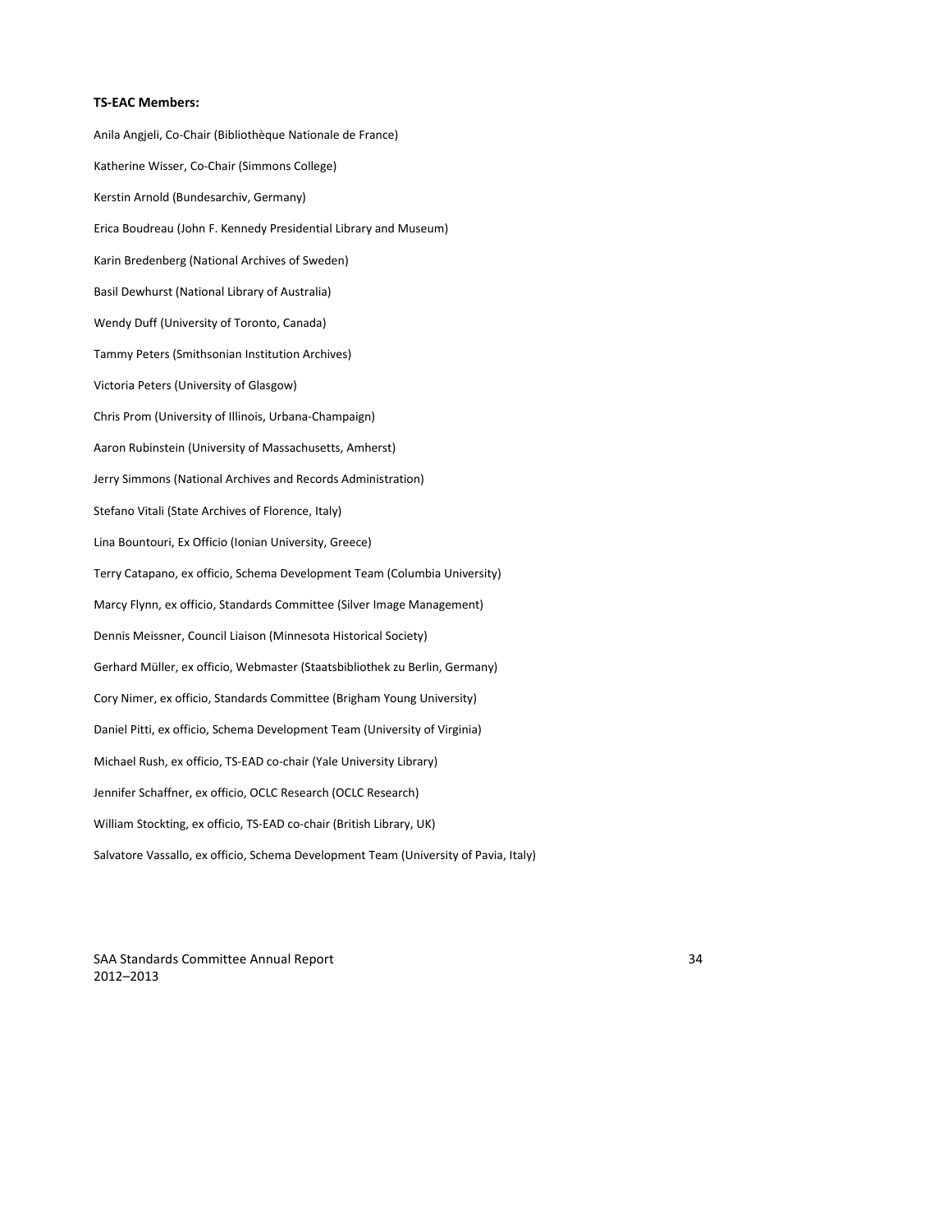**TS-EAC Members:**

Anila Angjeli, Co-Chair (Bibliothèque Nationale de France)

Katherine Wisser, Co-Chair (Simmons College)

Kerstin Arnold (Bundesarchiv, Germany)

Erica Boudreau (John F. Kennedy Presidential Library and Museum)

Karin Bredenberg (National Archives of Sweden)

Basil Dewhurst (National Library of Australia)

Wendy Duff (University of Toronto, Canada)

Tammy Peters (Smithsonian Institution Archives)

Victoria Peters (University of Glasgow)

Chris Prom (University of Illinois, Urbana-Champaign)

Aaron Rubinstein (University of Massachusetts, Amherst)

Jerry Simmons (National Archives and Records Administration)

Stefano Vitali (State Archives of Florence, Italy)

Lina Bountouri, Ex Officio (Ionian University, Greece)

Terry Catapano, ex officio, Schema Development Team (Columbia University)

Marcy Flynn, ex officio, Standards Committee (Silver Image Management)

Dennis Meissner, Council Liaison (Minnesota Historical Society)

Gerhard Müller, ex officio, Webmaster (Staatsbibliothek zu Berlin, Germany)

Cory Nimer, ex officio, Standards Committee (Brigham Young University)

Daniel Pitti, ex officio, Schema Development Team (University of Virginia)

Michael Rush, ex officio, TS-EAD co-chair (Yale University Library)

Jennifer Schaffner, ex officio, OCLC Research (OCLC Research)

William Stockting, ex officio, TS-EAD co-chair (British Library, UK)

Salvatore Vassallo, ex officio, Schema Development Team (University of Pavia, Italy)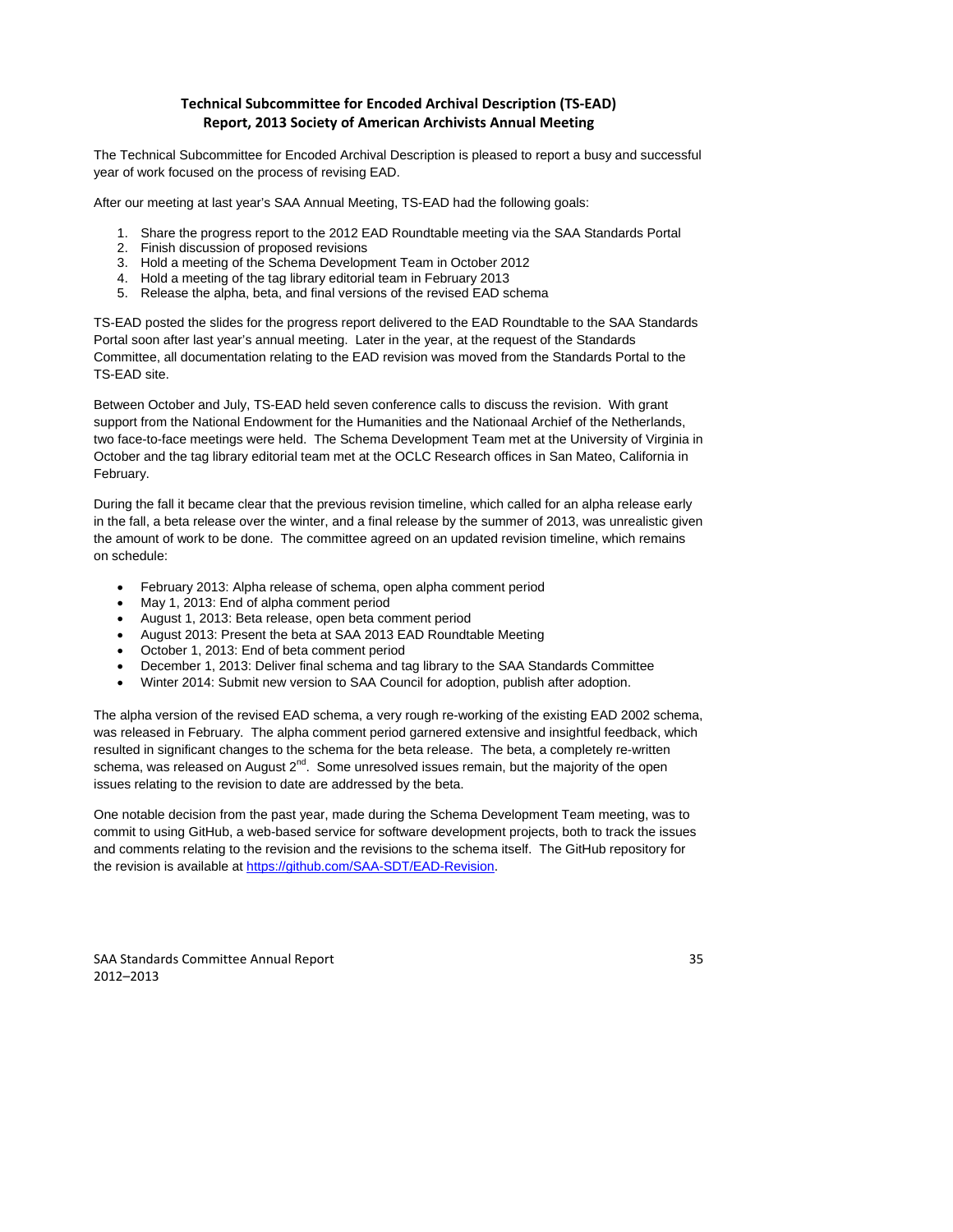## Technical Subcommittee for Encoded Archival Description (TS-EAD) Report, 2013 Society of American Archivists Annual Meeting

The Technical Subcommittee for Encoded Archival Description is pleased to report a busy and successful year of work focused on the process of revising EAD.

After our meeting at last year's SAA Annual Meeting, TS-EAD had the following goals:

1. Share the progress report to the 2012 EAD Roundtable meeting via the SAA Standards Portal
2. Finish discussion of proposed revisions
3. Hold a meeting of the Schema Development Team in October 2012
4. Hold a meeting of the tag library editorial team in February 2013
5. Release the alpha, beta, and final versions of the revised EAD schema

TS-EAD posted the slides for the progress report delivered to the EAD Roundtable to the SAA Standards Portal soon after last year's annual meeting. Later in the year, at the request of the Standards Committee, all documentation relating to the EAD revision was moved from the Standards Portal to the TS-EAD site.

Between October and July, TS-EAD held seven conference calls to discuss the revision. With grant support from the National Endowment for the Humanities and the Nationaal Archief of the Netherlands, two face-to-face meetings were held. The Schema Development Team met at the University of Virginia in October and the tag library editorial team met at the OCLC Research offices in San Mateo, California in February.

During the fall it became clear that the previous revision timeline, which called for an alpha release early in the fall, a beta release over the winter, and a final release by the summer of 2013, was unrealistic given the amount of work to be done. The committee agreed on an updated revision timeline, which remains on schedule:

- February 2013: Alpha release of schema, open alpha comment period
- May 1, 2013: End of alpha comment period
- August 1, 2013: Beta release, open beta comment period
- August 2013: Present the beta at SAA 2013 EAD Roundtable Meeting
- October 1, 2013: End of beta comment period
- December 1, 2013: Deliver final schema and tag library to the SAA Standards Committee
- Winter 2014: Submit new version to SAA Council for adoption, publish after adoption.

The alpha version of the revised EAD schema, a very rough re-working of the existing EAD 2002 schema, was released in February. The alpha comment period garnered extensive and insightful feedback, which resulted in significant changes to the schema for the beta release. The beta, a completely re-written schema, was released on August 2nd. Some unresolved issues remain, but the majority of the open issues relating to the revision to date are addressed by the beta.

One notable decision from the past year, made during the Schema Development Team meeting, was to commit to using GitHub, a web-based service for software development projects, both to track the issues and comments relating to the revision and the revisions to the schema itself. The GitHub repository for the revision is available at https://github.com/SAA-SDT/EAD-Revision.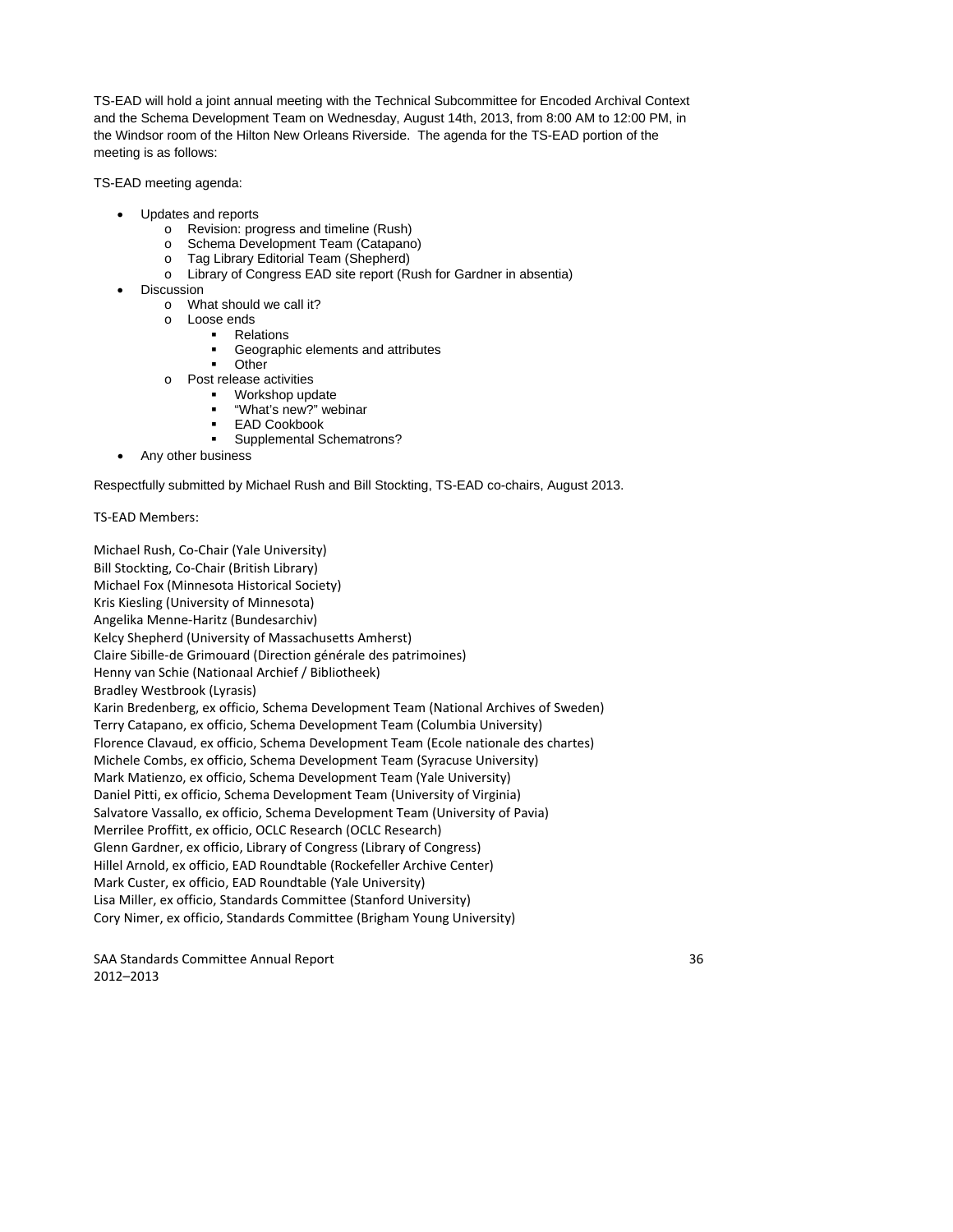TS-EAD will hold a joint annual meeting with the Technical Subcommittee for Encoded Archival Context and the Schema Development Team on Wednesday, August 14th, 2013, from 8:00 AM to 12:00 PM, in the Windsor room of the Hilton New Orleans Riverside. The agenda for the TS-EAD portion of the meeting is as follows:

TS-EAD meeting agenda:

- Updates and reports
  - Revision: progress and timeline (Rush)
  - Schema Development Team (Catapano)
  - Tag Library Editorial Team (Shepherd)
  - Library of Congress EAD site report (Rush for Gardner in absentia)
- Discussion
  - What should we call it?
  - Loose ends
    - Relations
    - Geographic elements and attributes
    - Other
  - Post release activities
    - Workshop update
    - "What's new?" webinar
    - EAD Cookbook
    - Supplemental Schematrons?
- Any other business

Respectfully submitted by Michael Rush and Bill Stockting, TS-EAD co-chairs, August 2013.

TS-EAD Members:

Michael Rush, Co-Chair (Yale University)
Bill Stockting, Co-Chair (British Library)
Michael Fox (Minnesota Historical Society)
Kris Kiesling (University of Minnesota)
Angelika Menne-Haritz (Bundesarchiv)
Kelcy Shepherd (University of Massachusetts Amherst)
Claire Sibille-de Grimouard (Direction générale des patrimoines)
Henny van Schie (Nationaal Archief / Bibliotheek)
Bradley Westbrook (Lyrasis)
Karin Bredenberg, ex officio, Schema Development Team (National Archives of Sweden)
Terry Catapano, ex officio, Schema Development Team (Columbia University)
Florence Clavaud, ex officio, Schema Development Team (Ecole nationale des chartes)
Michele Combs, ex officio, Schema Development Team (Syracuse University)
Mark Matienzo, ex officio, Schema Development Team (Yale University)
Daniel Pitti, ex officio, Schema Development Team (University of Virginia)
Salvatore Vassallo, ex officio, Schema Development Team (University of Pavia)
Merrilee Proffitt, ex officio, OCLC Research (OCLC Research)
Glenn Gardner, ex officio, Library of Congress (Library of Congress)
Hillel Arnold, ex officio, EAD Roundtable (Rockefeller Archive Center)
Mark Custer, ex officio, EAD Roundtable (Yale University)
Lisa Miller, ex officio, Standards Committee (Stanford University)
Cory Nimer, ex officio, Standards Committee (Brigham Young University)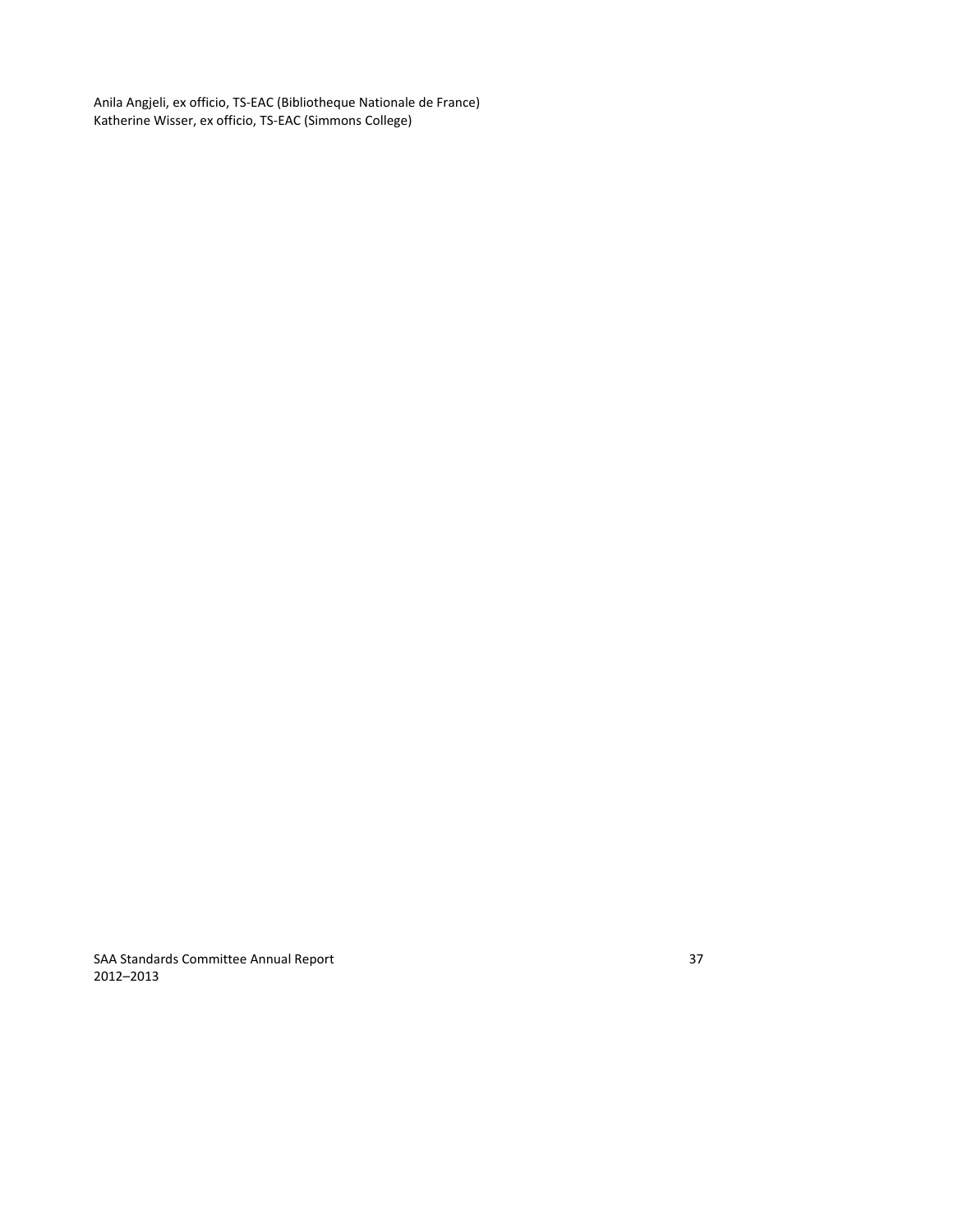Anila Angjeli, ex officio, TS-EAC (Bibliotheque Nationale de France)
Katherine Wisser, ex officio, TS-EAC (Simmons College)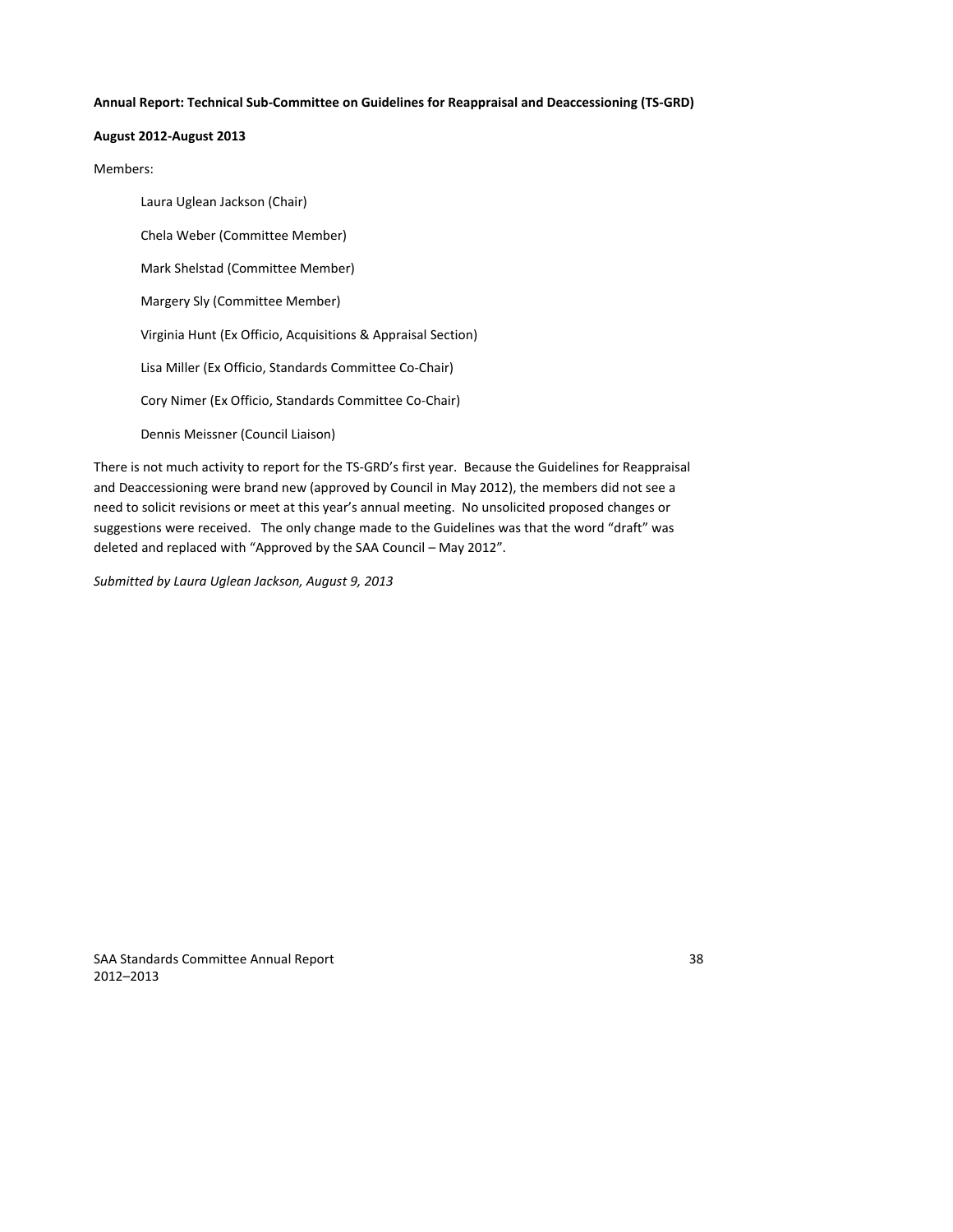**Annual Report: Technical Sub-Committee on Guidelines for Reappraisal and Deaccessioning (TS-GRD)**

**August 2012-August 2013**

Members:

- Laura Uglean Jackson (Chair)
- Chela Weber (Committee Member)
- Mark Shelstad (Committee Member)
- Margery Sly (Committee Member)
- Virginia Hunt (Ex Officio, Acquisitions & Appraisal Section)
- Lisa Miller (Ex Officio, Standards Committee Co-Chair)
- Cory Nimer (Ex Officio, Standards Committee Co-Chair)
- Dennis Meissner (Council Liaison)

There is not much activity to report for the TS-GRD's first year. Because the Guidelines for Reappraisal and Deaccessioning were brand new (approved by Council in May 2012), the members did not see a need to solicit revisions or meet at this year's annual meeting. No unsolicited proposed changes or suggestions were received. The only change made to the Guidelines was that the word "draft" was deleted and replaced with "Approved by the SAA Council – May 2012".

*Submitted by Laura Uglean Jackson, August 9, 2013*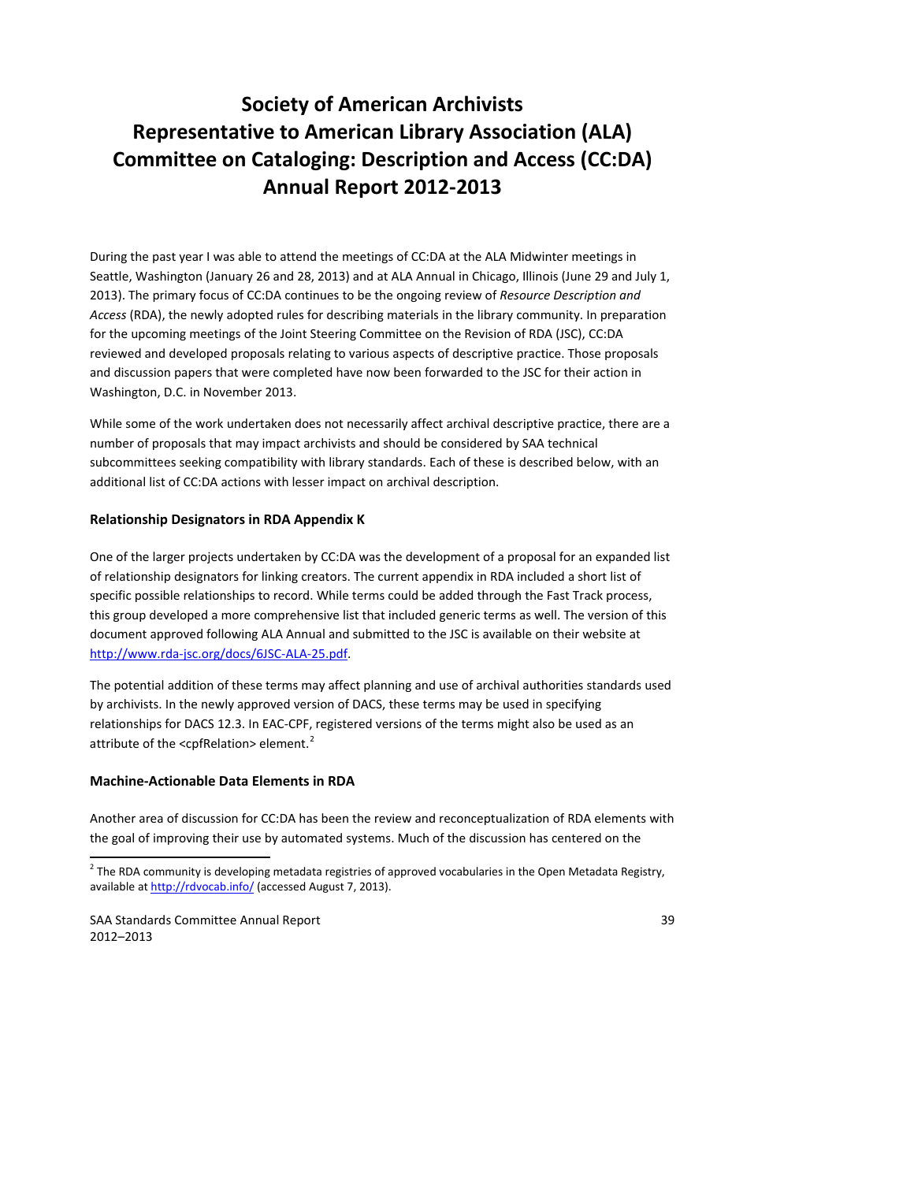# Society of American Archivists Representative to American Library Association (ALA) Committee on Cataloging: Description and Access (CC:DA) Annual Report 2012-2013

During the past year I was able to attend the meetings of CC:DA at the ALA Midwinter meetings in Seattle, Washington (January 26 and 28, 2013) and at ALA Annual in Chicago, Illinois (June 29 and July 1, 2013). The primary focus of CC:DA continues to be the ongoing review of *Resource Description and Access* (RDA), the newly adopted rules for describing materials in the library community. In preparation for the upcoming meetings of the Joint Steering Committee on the Revision of RDA (JSC), CC:DA reviewed and developed proposals relating to various aspects of descriptive practice. Those proposals and discussion papers that were completed have now been forwarded to the JSC for their action in Washington, D.C. in November 2013.

While some of the work undertaken does not necessarily affect archival descriptive practice, there are a number of proposals that may impact archivists and should be considered by SAA technical subcommittees seeking compatibility with library standards. Each of these is described below, with an additional list of CC:DA actions with lesser impact on archival description.

### Relationship Designators in RDA Appendix K

One of the larger projects undertaken by CC:DA was the development of a proposal for an expanded list of relationship designators for linking creators. The current appendix in RDA included a short list of specific possible relationships to record. While terms could be added through the Fast Track process, this group developed a more comprehensive list that included generic terms as well. The version of this document approved following ALA Annual and submitted to the JSC is available on their website at http://www.rda-jsc.org/docs/6JSC-ALA-25.pdf.

The potential addition of these terms may affect planning and use of archival authorities standards used by archivists. In the newly approved version of DACS, these terms may be used in specifying relationships for DACS 12.3. In EAC-CPF, registered versions of the terms might also be used as an attribute of the <cpfRelation> element.[2]

### Machine-Actionable Data Elements in RDA

Another area of discussion for CC:DA has been the review and reconceptualization of RDA elements with the goal of improving their use by automated systems. Much of the discussion has centered on the

[2] The RDA community is developing metadata registries of approved vocabularies in the Open Metadata Registry, available at http://rdvocab.info/ (accessed August 7, 2013).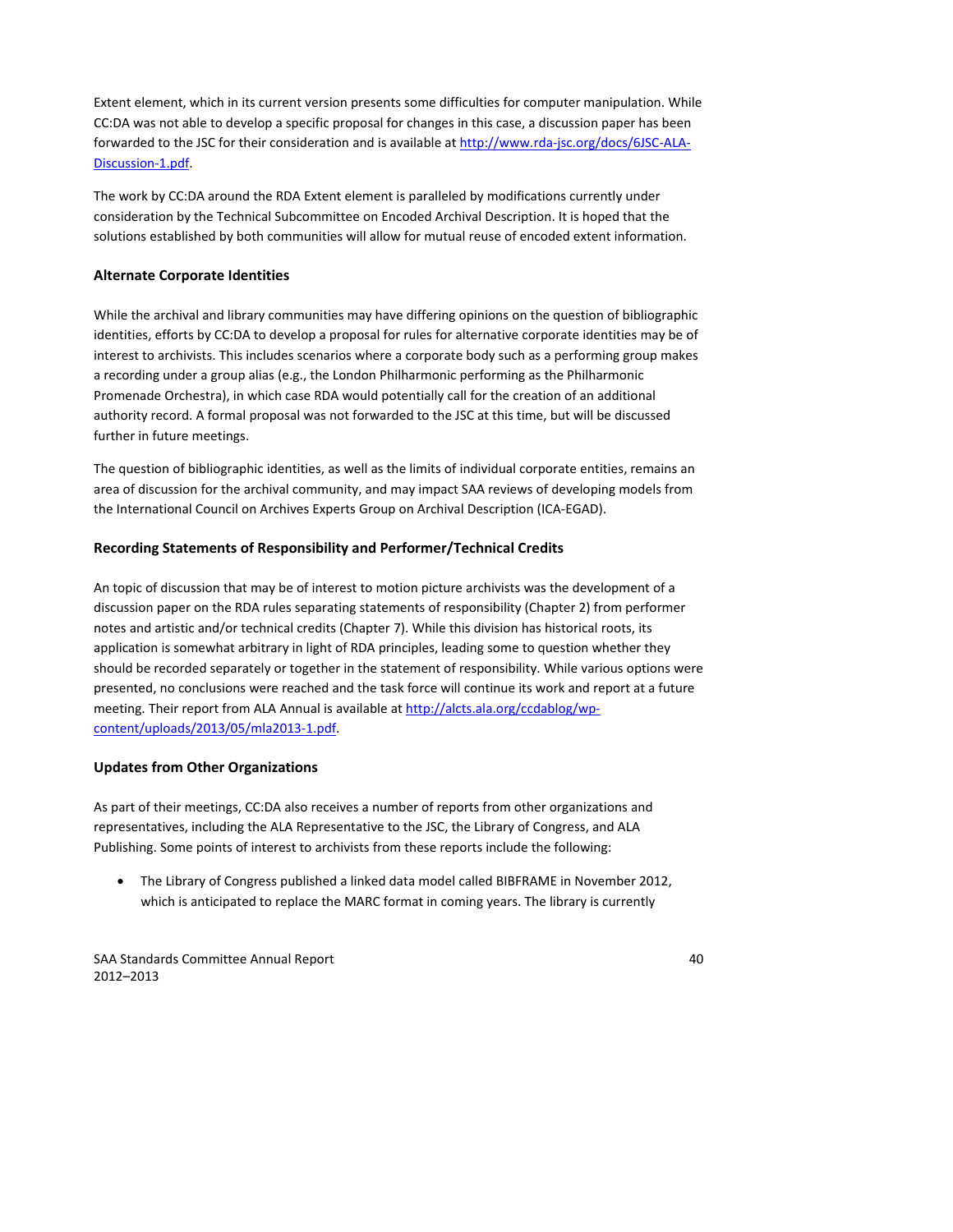Extent element, which in its current version presents some difficulties for computer manipulation. While CC:DA was not able to develop a specific proposal for changes in this case, a discussion paper has been forwarded to the JSC for their consideration and is available at [http://www.rda-jsc.org/docs/6JSC-ALA-Discussion-1.pdf](http://www.rda-jsc.org/docs/6JSC-ALA-Discussion-1.pdf).

The work by CC:DA around the RDA Extent element is paralleled by modifications currently under consideration by the Technical Subcommittee on Encoded Archival Description. It is hoped that the solutions established by both communities will allow for mutual reuse of encoded extent information.

### Alternate Corporate Identities

While the archival and library communities may have differing opinions on the question of bibliographic identities, efforts by CC:DA to develop a proposal for rules for alternative corporate identities may be of interest to archivists. This includes scenarios where a corporate body such as a performing group makes a recording under a group alias (e.g., the London Philharmonic performing as the Philharmonic Promenade Orchestra), in which case RDA would potentially call for the creation of an additional authority record. A formal proposal was not forwarded to the JSC at this time, but will be discussed further in future meetings.

The question of bibliographic identities, as well as the limits of individual corporate entities, remains an area of discussion for the archival community, and may impact SAA reviews of developing models from the International Council on Archives Experts Group on Archival Description (ICA-EGAD).

### Recording Statements of Responsibility and Performer/Technical Credits

An topic of discussion that may be of interest to motion picture archivists was the development of a discussion paper on the RDA rules separating statements of responsibility (Chapter 2) from performer notes and artistic and/or technical credits (Chapter 7). While this division has historical roots, its application is somewhat arbitrary in light of RDA principles, leading some to question whether they should be recorded separately or together in the statement of responsibility. While various options were presented, no conclusions were reached and the task force will continue its work and report at a future meeting. Their report from ALA Annual is available at [http://alcts.ala.org/ccdablog/wp-content/uploads/2013/05/mla2013-1.pdf](http://alcts.ala.org/ccdablog/wp-content/uploads/2013/05/mla2013-1.pdf).

### Updates from Other Organizations

As part of their meetings, CC:DA also receives a number of reports from other organizations and representatives, including the ALA Representative to the JSC, the Library of Congress, and ALA Publishing. Some points of interest to archivists from these reports include the following:

- The Library of Congress published a linked data model called BIBFRAME in November 2012, which is anticipated to replace the MARC format in coming years. The library is currently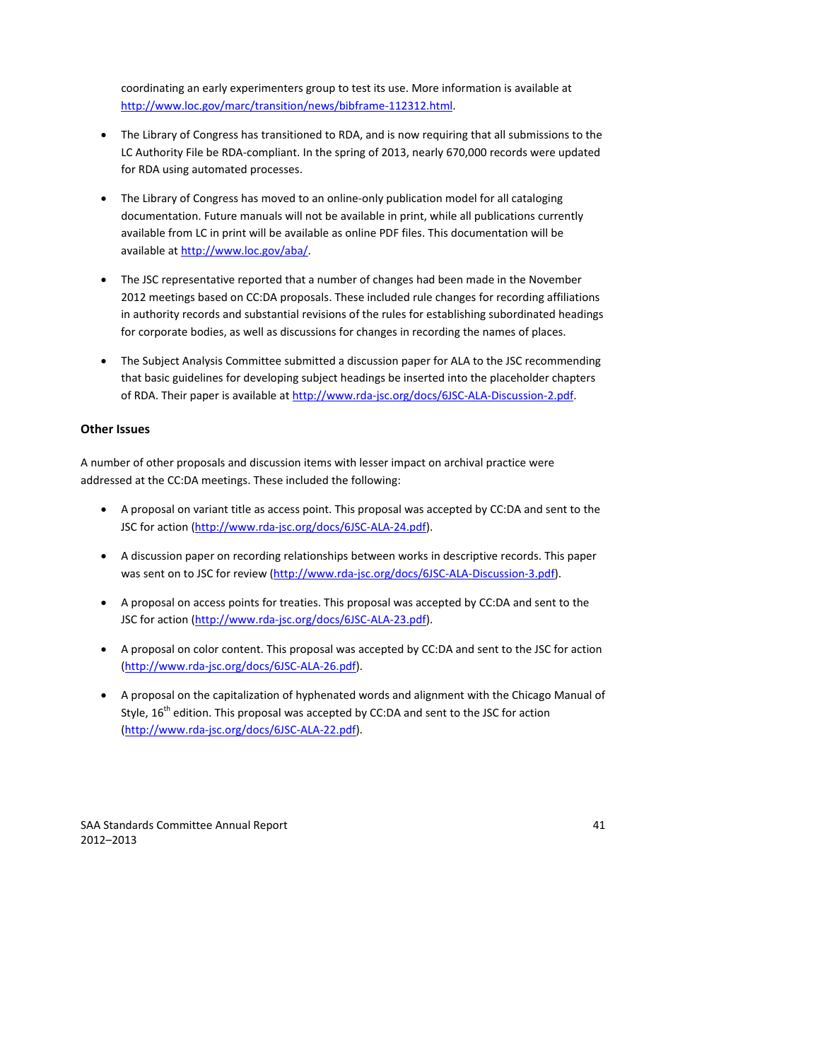coordinating an early experimenters group to test its use. More information is available at http://www.loc.gov/marc/transition/news/bibframe-112312.html.

- The Library of Congress has transitioned to RDA, and is now requiring that all submissions to the LC Authority File be RDA-compliant. In the spring of 2013, nearly 670,000 records were updated for RDA using automated processes.
- The Library of Congress has moved to an online-only publication model for all cataloging documentation. Future manuals will not be available in print, while all publications currently available from LC in print will be available as online PDF files. This documentation will be available at http://www.loc.gov/aba/.
- The JSC representative reported that a number of changes had been made in the November 2012 meetings based on CC:DA proposals. These included rule changes for recording affiliations in authority records and substantial revisions of the rules for establishing subordinated headings for corporate bodies, as well as discussions for changes in recording the names of places.
- The Subject Analysis Committee submitted a discussion paper for ALA to the JSC recommending that basic guidelines for developing subject headings be inserted into the placeholder chapters of RDA. Their paper is available at http://www.rda-jsc.org/docs/6JSC-ALA-Discussion-2.pdf.

### Other Issues

A number of other proposals and discussion items with lesser impact on archival practice were addressed at the CC:DA meetings. These included the following:

- A proposal on variant title as access point. This proposal was accepted by CC:DA and sent to the JSC for action (http://www.rda-jsc.org/docs/6JSC-ALA-24.pdf).
- A discussion paper on recording relationships between works in descriptive records. This paper was sent on to JSC for review (http://www.rda-jsc.org/docs/6JSC-ALA-Discussion-3.pdf).
- A proposal on access points for treaties. This proposal was accepted by CC:DA and sent to the JSC for action (http://www.rda-jsc.org/docs/6JSC-ALA-23.pdf).
- A proposal on color content. This proposal was accepted by CC:DA and sent to the JSC for action (http://www.rda-jsc.org/docs/6JSC-ALA-26.pdf).
- A proposal on the capitalization of hyphenated words and alignment with the Chicago Manual of Style, 16th edition. This proposal was accepted by CC:DA and sent to the JSC for action (http://www.rda-jsc.org/docs/6JSC-ALA-22.pdf).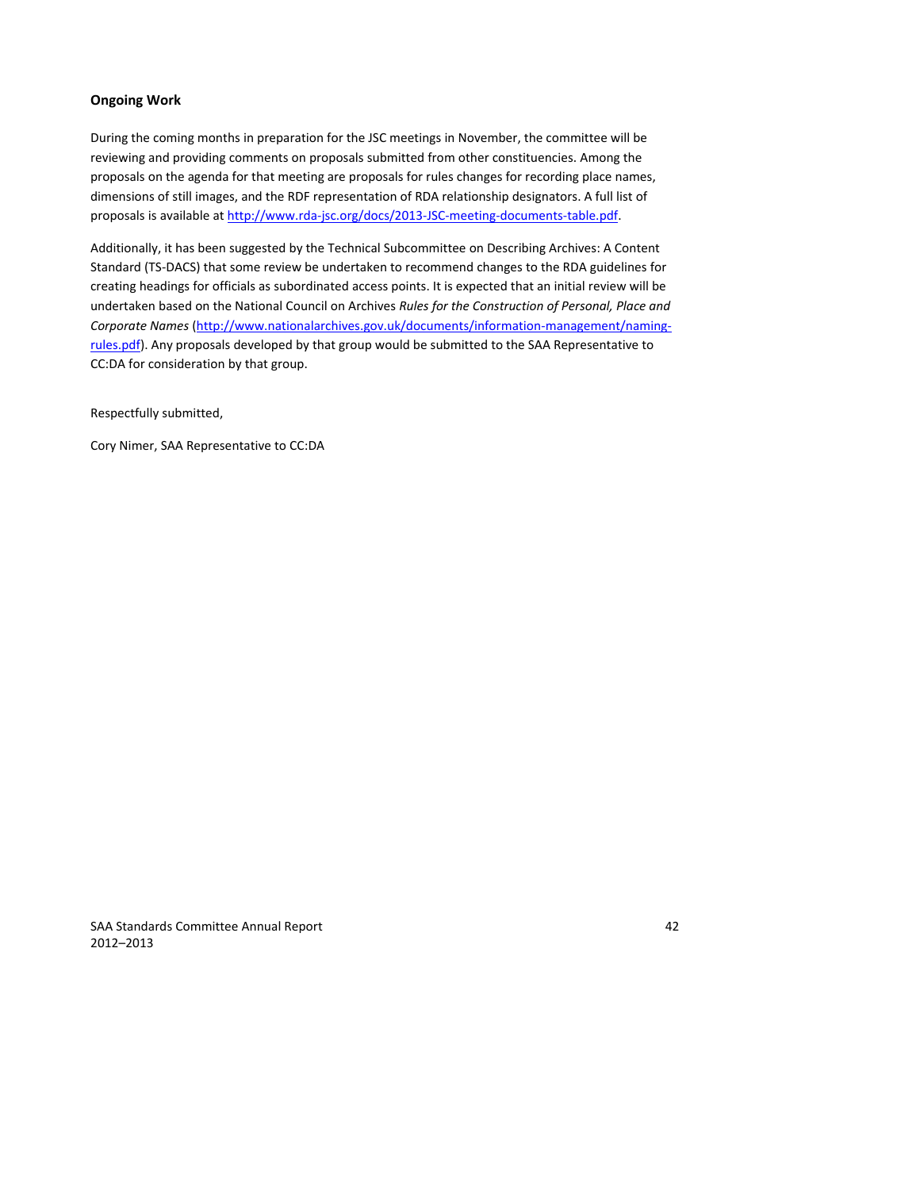### Ongoing Work

During the coming months in preparation for the JSC meetings in November, the committee will be reviewing and providing comments on proposals submitted from other constituencies. Among the proposals on the agenda for that meeting are proposals for rules changes for recording place names, dimensions of still images, and the RDF representation of RDA relationship designators. A full list of proposals is available at http://www.rda-jsc.org/docs/2013-JSC-meeting-documents-table.pdf.

Additionally, it has been suggested by the Technical Subcommittee on Describing Archives: A Content Standard (TS-DACS) that some review be undertaken to recommend changes to the RDA guidelines for creating headings for officials as subordinated access points. It is expected that an initial review will be undertaken based on the National Council on Archives *Rules for the Construction of Personal, Place and Corporate Names* (http://www.nationalarchives.gov.uk/documents/information-management/naming-rules.pdf). Any proposals developed by that group would be submitted to the SAA Representative to CC:DA for consideration by that group.

Respectfully submitted,

Cory Nimer, SAA Representative to CC:DA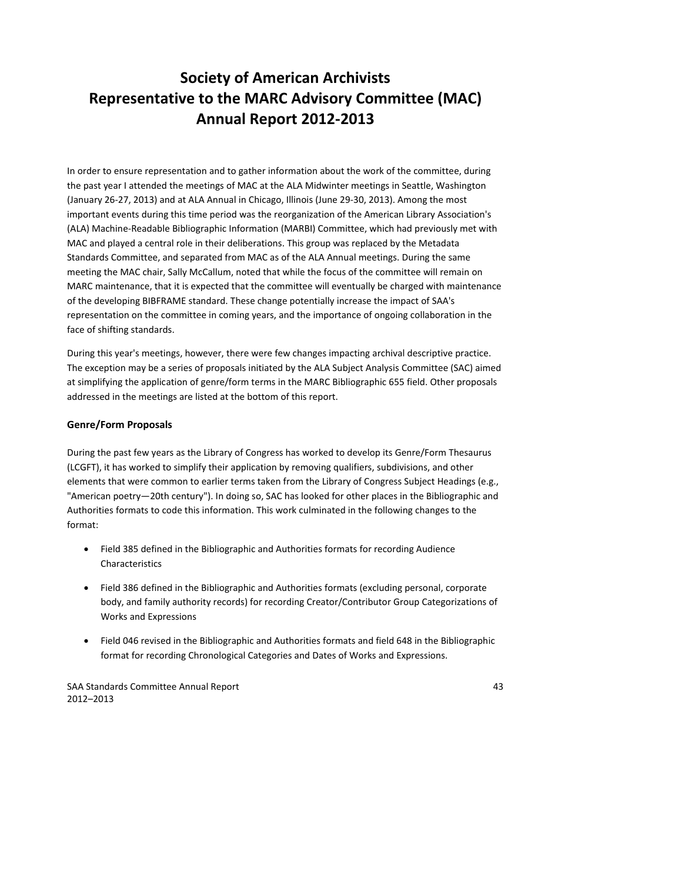# Society of American Archivists Representative to the MARC Advisory Committee (MAC) Annual Report 2012-2013

In order to ensure representation and to gather information about the work of the committee, during the past year I attended the meetings of MAC at the ALA Midwinter meetings in Seattle, Washington (January 26-27, 2013) and at ALA Annual in Chicago, Illinois (June 29-30, 2013). Among the most important events during this time period was the reorganization of the American Library Association's (ALA) Machine-Readable Bibliographic Information (MARBI) Committee, which had previously met with MAC and played a central role in their deliberations. This group was replaced by the Metadata Standards Committee, and separated from MAC as of the ALA Annual meetings. During the same meeting the MAC chair, Sally McCallum, noted that while the focus of the committee will remain on MARC maintenance, that it is expected that the committee will eventually be charged with maintenance of the developing BIBFRAME standard. These change potentially increase the impact of SAA's representation on the committee in coming years, and the importance of ongoing collaboration in the face of shifting standards.

During this year's meetings, however, there were few changes impacting archival descriptive practice. The exception may be a series of proposals initiated by the ALA Subject Analysis Committee (SAC) aimed at simplifying the application of genre/form terms in the MARC Bibliographic 655 field. Other proposals addressed in the meetings are listed at the bottom of this report.

### Genre/Form Proposals

During the past few years as the Library of Congress has worked to develop its Genre/Form Thesaurus (LCGFT), it has worked to simplify their application by removing qualifiers, subdivisions, and other elements that were common to earlier terms taken from the Library of Congress Subject Headings (e.g., "American poetry—20th century"). In doing so, SAC has looked for other places in the Bibliographic and Authorities formats to code this information. This work culminated in the following changes to the format:

- Field 385 defined in the Bibliographic and Authorities formats for recording Audience Characteristics
- Field 386 defined in the Bibliographic and Authorities formats (excluding personal, corporate body, and family authority records) for recording Creator/Contributor Group Categorizations of Works and Expressions
- Field 046 revised in the Bibliographic and Authorities formats and field 648 in the Bibliographic format for recording Chronological Categories and Dates of Works and Expressions.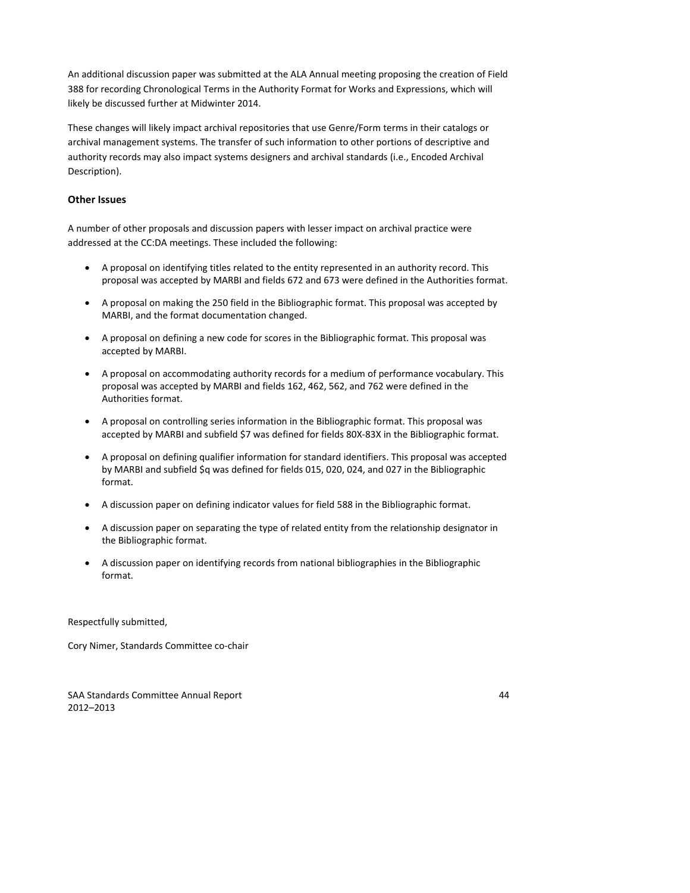An additional discussion paper was submitted at the ALA Annual meeting proposing the creation of Field 388 for recording Chronological Terms in the Authority Format for Works and Expressions, which will likely be discussed further at Midwinter 2014.

These changes will likely impact archival repositories that use Genre/Form terms in their catalogs or archival management systems. The transfer of such information to other portions of descriptive and authority records may also impact systems designers and archival standards (i.e., Encoded Archival Description).

### Other Issues

A number of other proposals and discussion papers with lesser impact on archival practice were addressed at the CC:DA meetings. These included the following:

- A proposal on identifying titles related to the entity represented in an authority record. This proposal was accepted by MARBI and fields 672 and 673 were defined in the Authorities format.
- A proposal on making the 250 field in the Bibliographic format. This proposal was accepted by MARBI, and the format documentation changed.
- A proposal on defining a new code for scores in the Bibliographic format. This proposal was accepted by MARBI.
- A proposal on accommodating authority records for a medium of performance vocabulary. This proposal was accepted by MARBI and fields 162, 462, 562, and 762 were defined in the Authorities format.
- A proposal on controlling series information in the Bibliographic format. This proposal was accepted by MARBI and subfield $7 was defined for fields 80X-83X in the Bibliographic format.
- A proposal on defining qualifier information for standard identifiers. This proposal was accepted by MARBI and subfield $q was defined for fields 015, 020, 024, and 027 in the Bibliographic format.
- A discussion paper on defining indicator values for field 588 in the Bibliographic format.
- A discussion paper on separating the type of related entity from the relationship designator in the Bibliographic format.
- A discussion paper on identifying records from national bibliographies in the Bibliographic format.

Respectfully submitted,

Cory Nimer, Standards Committee co-chair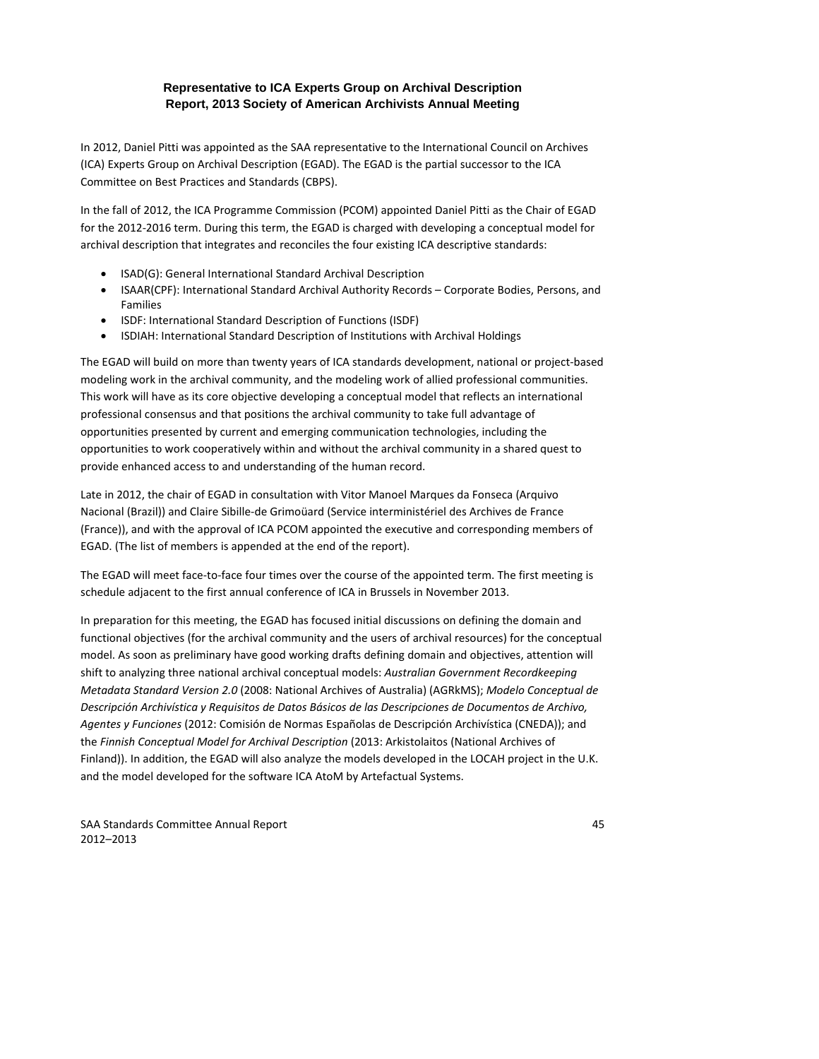# Representative to ICA Experts Group on Archival Description
# Report, 2013 Society of American Archivists Annual Meeting

In 2012, Daniel Pitti was appointed as the SAA representative to the International Council on Archives (ICA) Experts Group on Archival Description (EGAD). The EGAD is the partial successor to the ICA Committee on Best Practices and Standards (CBPS).

In the fall of 2012, the ICA Programme Commission (PCOM) appointed Daniel Pitti as the Chair of EGAD for the 2012-2016 term. During this term, the EGAD is charged with developing a conceptual model for archival description that integrates and reconciles the four existing ICA descriptive standards:

- ISAD(G): General International Standard Archival Description
- ISAAR(CPF): International Standard Archival Authority Records – Corporate Bodies, Persons, and Families
- ISDF: International Standard Description of Functions (ISDF)
- ISDIAH: International Standard Description of Institutions with Archival Holdings

The EGAD will build on more than twenty years of ICA standards development, national or project-based modeling work in the archival community, and the modeling work of allied professional communities. This work will have as its core objective developing a conceptual model that reflects an international professional consensus and that positions the archival community to take full advantage of opportunities presented by current and emerging communication technologies, including the opportunities to work cooperatively within and without the archival community in a shared quest to provide enhanced access to and understanding of the human record.

Late in 2012, the chair of EGAD in consultation with Vitor Manoel Marques da Fonseca (Arquivo Nacional (Brazil)) and Claire Sibille-de Grimoüard (Service interministériel des Archives de France (France)), and with the approval of ICA PCOM appointed the executive and corresponding members of EGAD. (The list of members is appended at the end of the report).

The EGAD will meet face-to-face four times over the course of the appointed term. The first meeting is schedule adjacent to the first annual conference of ICA in Brussels in November 2013.

In preparation for this meeting, the EGAD has focused initial discussions on defining the domain and functional objectives (for the archival community and the users of archival resources) for the conceptual model. As soon as preliminary have good working drafts defining domain and objectives, attention will shift to analyzing three national archival conceptual models: *Australian Government Recordkeeping Metadata Standard Version 2.0* (2008: National Archives of Australia) (AGRkMS); *Modelo Conceptual de Descripción Archivística y Requisitos de Datos Básicos de las Descripciones de Documentos de Archivo, Agentes y Funciones* (2012: Comisión de Normas Españolas de Descripción Archivística (CNEDA)); and the *Finnish Conceptual Model for Archival Description* (2013: Arkistolaitos (National Archives of Finland)). In addition, the EGAD will also analyze the models developed in the LOCAH project in the U.K. and the model developed for the software ICA AtoM by Artefactual Systems.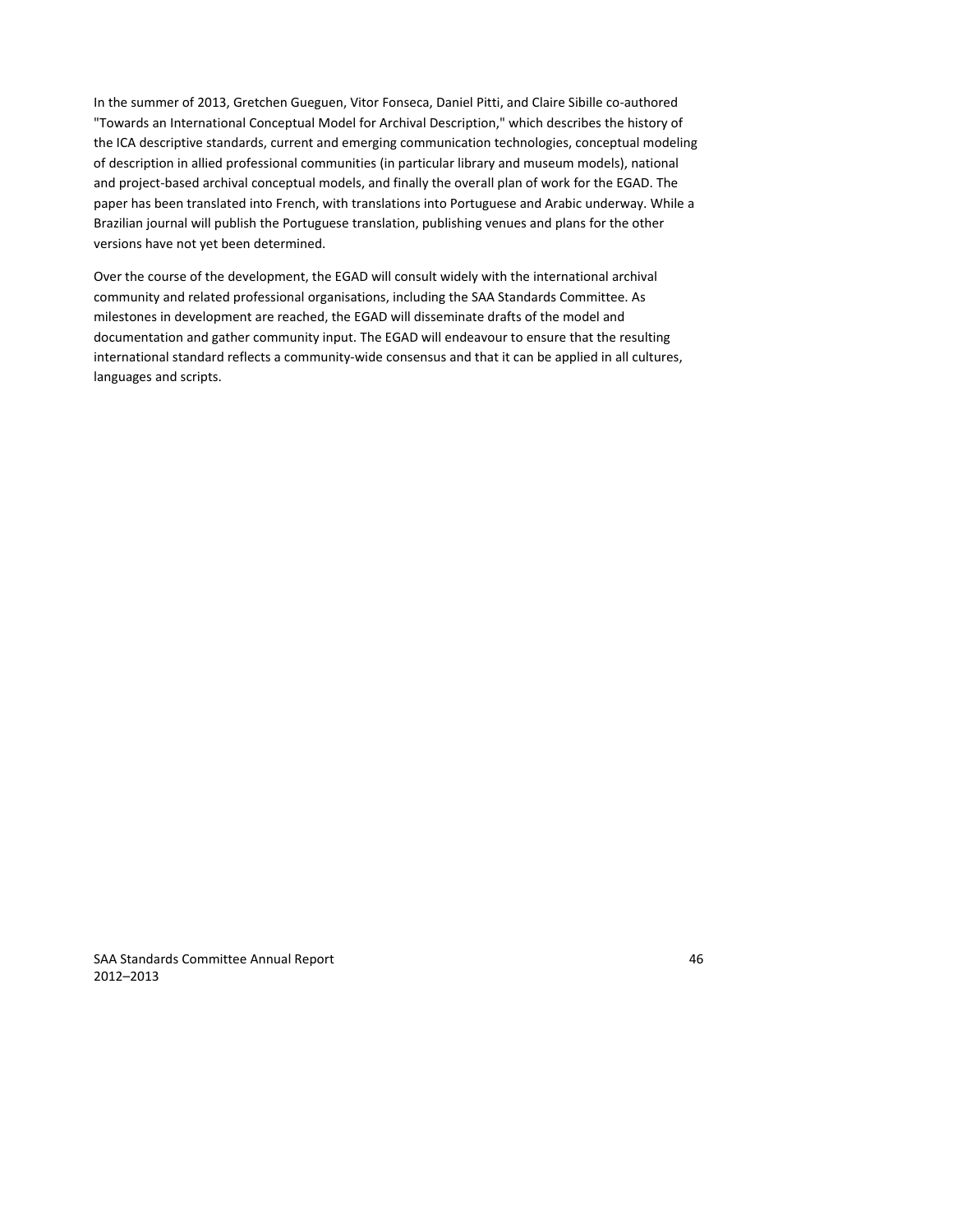In the summer of 2013, Gretchen Gueguen, Vitor Fonseca, Daniel Pitti, and Claire Sibille co-authored "Towards an International Conceptual Model for Archival Description," which describes the history of the ICA descriptive standards, current and emerging communication technologies, conceptual modeling of description in allied professional communities (in particular library and museum models), national and project-based archival conceptual models, and finally the overall plan of work for the EGAD. The paper has been translated into French, with translations into Portuguese and Arabic underway. While a Brazilian journal will publish the Portuguese translation, publishing venues and plans for the other versions have not yet been determined.

Over the course of the development, the EGAD will consult widely with the international archival community and related professional organisations, including the SAA Standards Committee. As milestones in development are reached, the EGAD will disseminate drafts of the model and documentation and gather community input. The EGAD will endeavour to ensure that the resulting international standard reflects a community-wide consensus and that it can be applied in all cultures, languages and scripts.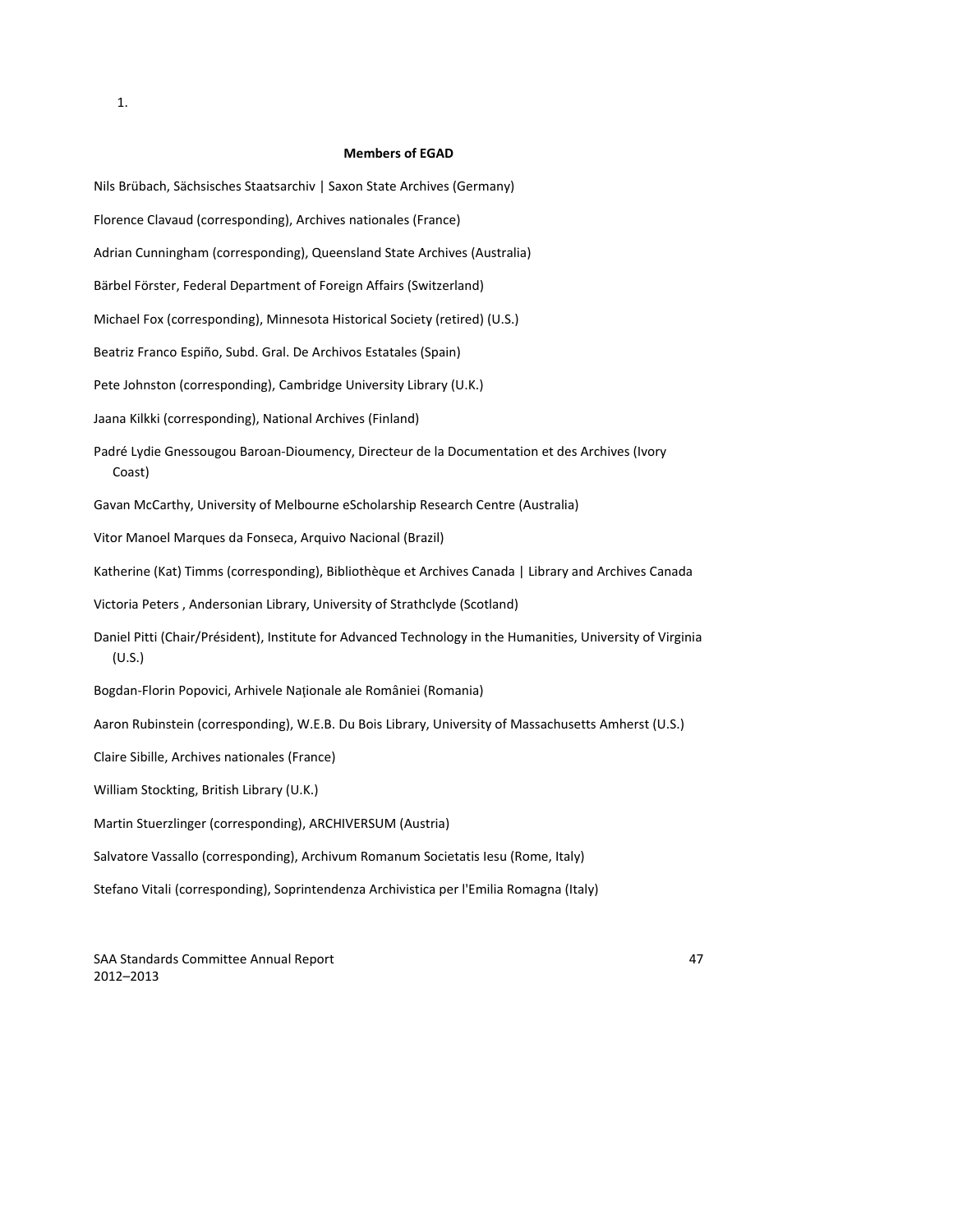1.

**Members of EGAD**

Nils Brübach, Sächsisches Staatsarchiv | Saxon State Archives (Germany)

Florence Clavaud (corresponding), Archives nationales (France)

Adrian Cunningham (corresponding), Queensland State Archives (Australia)

Bärbel Förster, Federal Department of Foreign Affairs (Switzerland)

Michael Fox (corresponding), Minnesota Historical Society (retired) (U.S.)

Beatriz Franco Espiño, Subd. Gral. De Archivos Estatales (Spain)

Pete Johnston (corresponding), Cambridge University Library (U.K.)

Jaana Kilkki (corresponding), National Archives (Finland)

Padré Lydie Gnessougou Baroan-Dioumency, Directeur de la Documentation et des Archives (Ivory Coast)

Gavan McCarthy, University of Melbourne eScholarship Research Centre (Australia)

Vitor Manoel Marques da Fonseca, Arquivo Nacional (Brazil)

Katherine (Kat) Timms (corresponding), Bibliothèque et Archives Canada | Library and Archives Canada

Victoria Peters , Andersonian Library, University of Strathclyde (Scotland)

Daniel Pitti (Chair/Président), Institute for Advanced Technology in the Humanities, University of Virginia (U.S.)

Bogdan-Florin Popovici, Arhivele Naţionale ale României (Romania)

Aaron Rubinstein (corresponding), W.E.B. Du Bois Library, University of Massachusetts Amherst (U.S.)

Claire Sibille, Archives nationales (France)

William Stockting, British Library (U.K.)

Martin Stuerzlinger (corresponding), ARCHIVERSUM (Austria)

Salvatore Vassallo (corresponding), Archivum Romanum Societatis Iesu (Rome, Italy)

Stefano Vitali (corresponding), Soprintendenza Archivistica per l'Emilia Romagna (Italy)